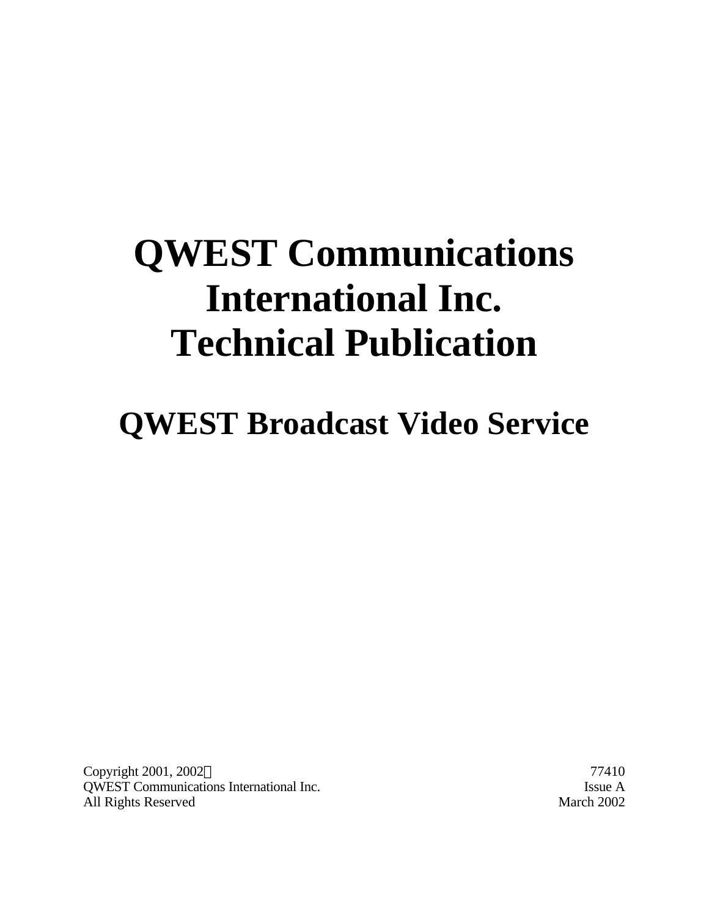# QWEST Communications International Inc. Technical Publication

## QWEST Broadcast Video Service

Copyright 2001, 2002©
QWEST Communications International Inc.
All Rights Reserved

77410
Issue A
March 2002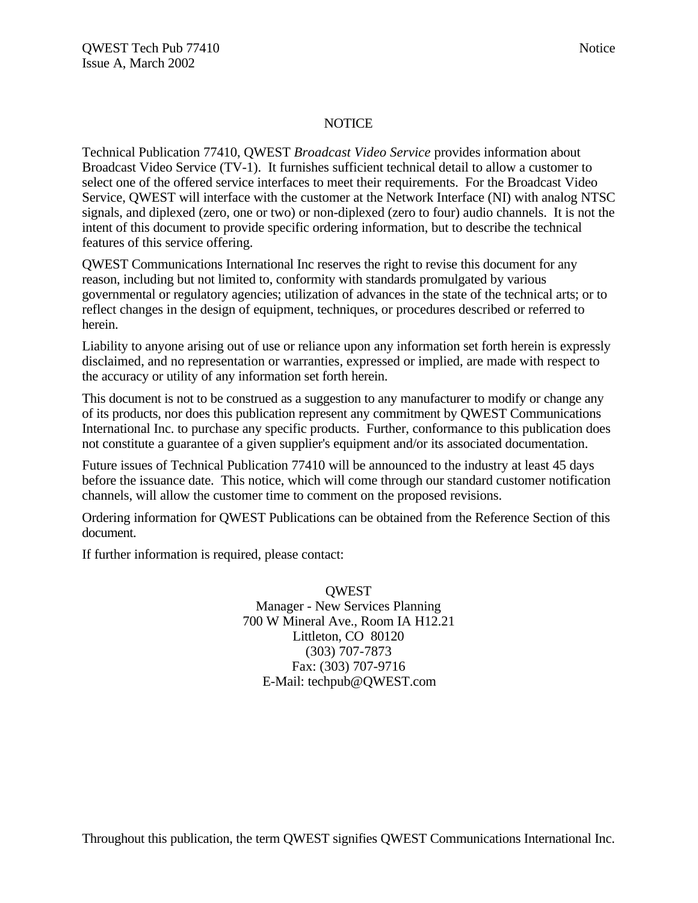# NOTICE

Technical Publication 77410, QWEST *Broadcast Video Service* provides information about Broadcast Video Service (TV-1). It furnishes sufficient technical detail to allow a customer to select one of the offered service interfaces to meet their requirements. For the Broadcast Video Service, QWEST will interface with the customer at the Network Interface (NI) with analog NTSC signals, and diplexed (zero, one or two) or non-diplexed (zero to four) audio channels. It is not the intent of this document to provide specific ordering information, but to describe the technical features of this service offering.

QWEST Communications International Inc reserves the right to revise this document for any reason, including but not limited to, conformity with standards promulgated by various governmental or regulatory agencies; utilization of advances in the state of the technical arts; or to reflect changes in the design of equipment, techniques, or procedures described or referred to herein.

Liability to anyone arising out of use or reliance upon any information set forth herein is expressly disclaimed, and no representation or warranties, expressed or implied, are made with respect to the accuracy or utility of any information set forth herein.

This document is not to be construed as a suggestion to any manufacturer to modify or change any of its products, nor does this publication represent any commitment by QWEST Communications International Inc. to purchase any specific products. Further, conformance to this publication does not constitute a guarantee of a given supplier's equipment and/or its associated documentation.

Future issues of Technical Publication 77410 will be announced to the industry at least 45 days before the issuance date. This notice, which will come through our standard customer notification channels, will allow the customer time to comment on the proposed revisions.

Ordering information for QWEST Publications can be obtained from the Reference Section of this document.

If further information is required, please contact:

QWEST
Manager - New Services Planning
700 W Mineral Ave., Room IA H12.21
Littleton, CO 80120
(303) 707-7873
Fax: (303) 707-9716
E-Mail: techpub@QWEST.com

Throughout this publication, the term QWEST signifies QWEST Communications International Inc.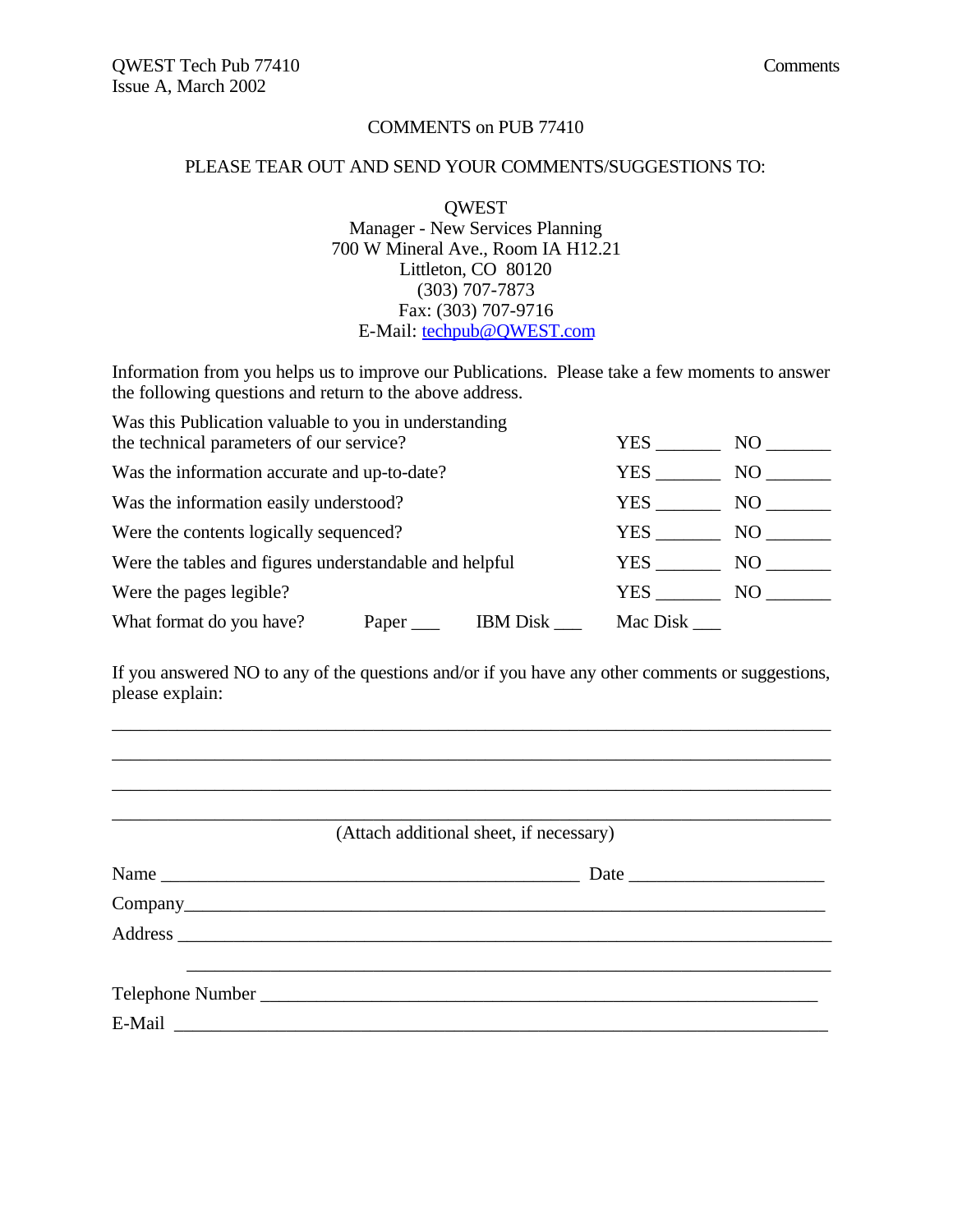# COMMENTS on PUB 77410

PLEASE TEAR OUT AND SEND YOUR COMMENTS/SUGGESTIONS TO:

QWEST
Manager - New Services Planning
700 W Mineral Ave., Room IA H12.21
Littleton, CO 80120
(303) 707-7873
Fax: (303) 707-9716
E-Mail: techpub@QWEST.com

Information from you helps us to improve our Publications. Please take a few moments to answer the following questions and return to the above address.

| | | |
|---|---|---|
| Was this Publication valuable to you in understanding the technical parameters of our service? | YES _______ | NO _______ |
| Was the information accurate and up-to-date? | YES _______ | NO _______ |
| Was the information easily understood? | YES _______ | NO _______ |
| Were the contents logically sequenced? | YES _______ | NO _______ |
| Were the tables and figures understandable and helpful | YES _______ | NO _______ |
| Were the pages legible? | YES _______ | NO _______ |

What format do you have? Paper ___ IBM Disk ___ Mac Disk ___

If you answered NO to any of the questions and/or if you have any other comments or suggestions, please explain:

______________________________________________________________________________

______________________________________________________________________________

______________________________________________________________________________

______________________________________________________________________________

(Attach additional sheet, if necessary)

Name ____________________________________________ Date ____________________

Company_________________________________________________________________

Address __________________________________________________________________

__________________________________________________________________

Telephone Number _________________________________________________________

E-Mail __________________________________________________________________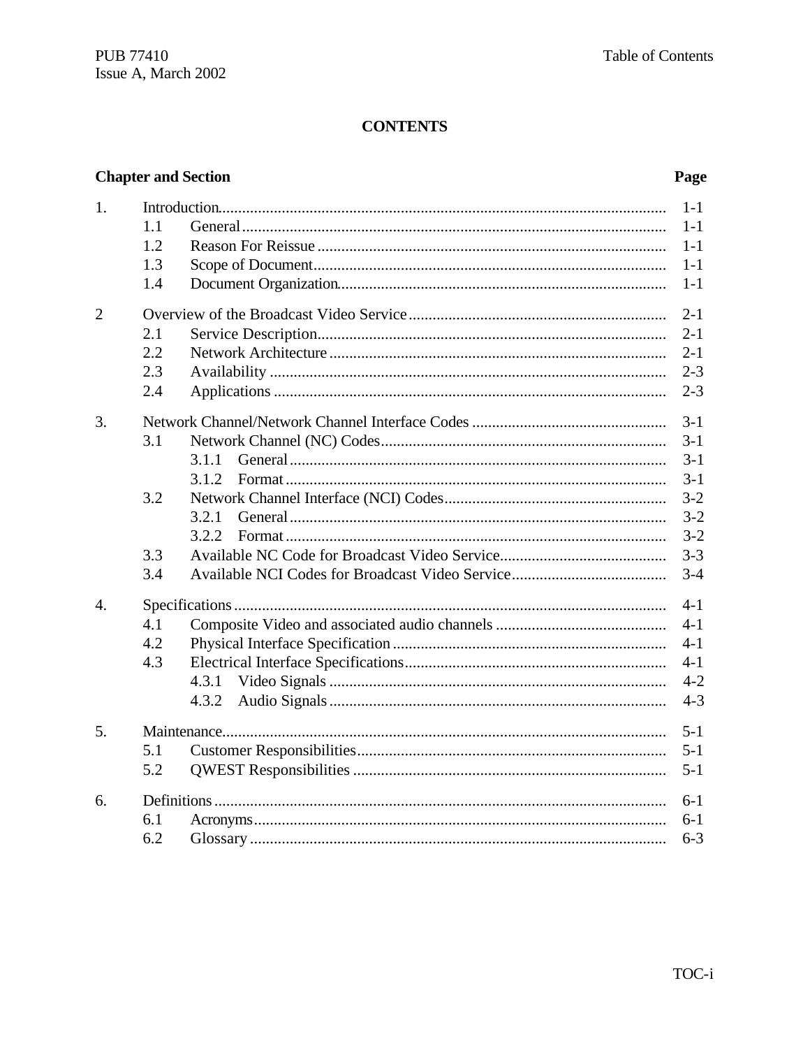**CONTENTS**

| Chapter and Section | | | | Page |
|---|---|---|---|---|
| 1. | Introduction | | | 1-1 |
| | 1.1 | General | | 1-1 |
| | 1.2 | Reason For Reissue | | 1-1 |
| | 1.3 | Scope of Document | | 1-1 |
| | 1.4 | Document Organization | | 1-1 |
| 2 | Overview of the Broadcast Video Service | | | 2-1 |
| | 2.1 | Service Description | | 2-1 |
| | 2.2 | Network Architecture | | 2-1 |
| | 2.3 | Availability | | 2-3 |
| | 2.4 | Applications | | 2-3 |
| 3. | Network Channel/Network Channel Interface Codes | | | 3-1 |
| | 3.1 | Network Channel (NC) Codes | | 3-1 |
| | | 3.1.1 | General | 3-1 |
| | | 3.1.2 | Format | 3-1 |
| | 3.2 | Network Channel Interface (NCI) Codes | | 3-2 |
| | | 3.2.1 | General | 3-2 |
| | | 3.2.2 | Format | 3-2 |
| | 3.3 | Available NC Code for Broadcast Video Service | | 3-3 |
| | 3.4 | Available NCI Codes for Broadcast Video Service | | 3-4 |
| 4. | Specifications | | | 4-1 |
| | 4.1 | Composite Video and associated audio channels | | 4-1 |
| | 4.2 | Physical Interface Specification | | 4-1 |
| | 4.3 | Electrical Interface Specifications | | 4-1 |
| | | 4.3.1 | Video Signals | 4-2 |
| | | 4.3.2 | Audio Signals | 4-3 |
| 5. | Maintenance | | | 5-1 |
| | 5.1 | Customer Responsibilities | | 5-1 |
| | 5.2 | QWEST Responsibilities | | 5-1 |
| 6. | Definitions | | | 6-1 |
| | 6.1 | Acronyms | | 6-1 |
| | 6.2 | Glossary | | 6-3 |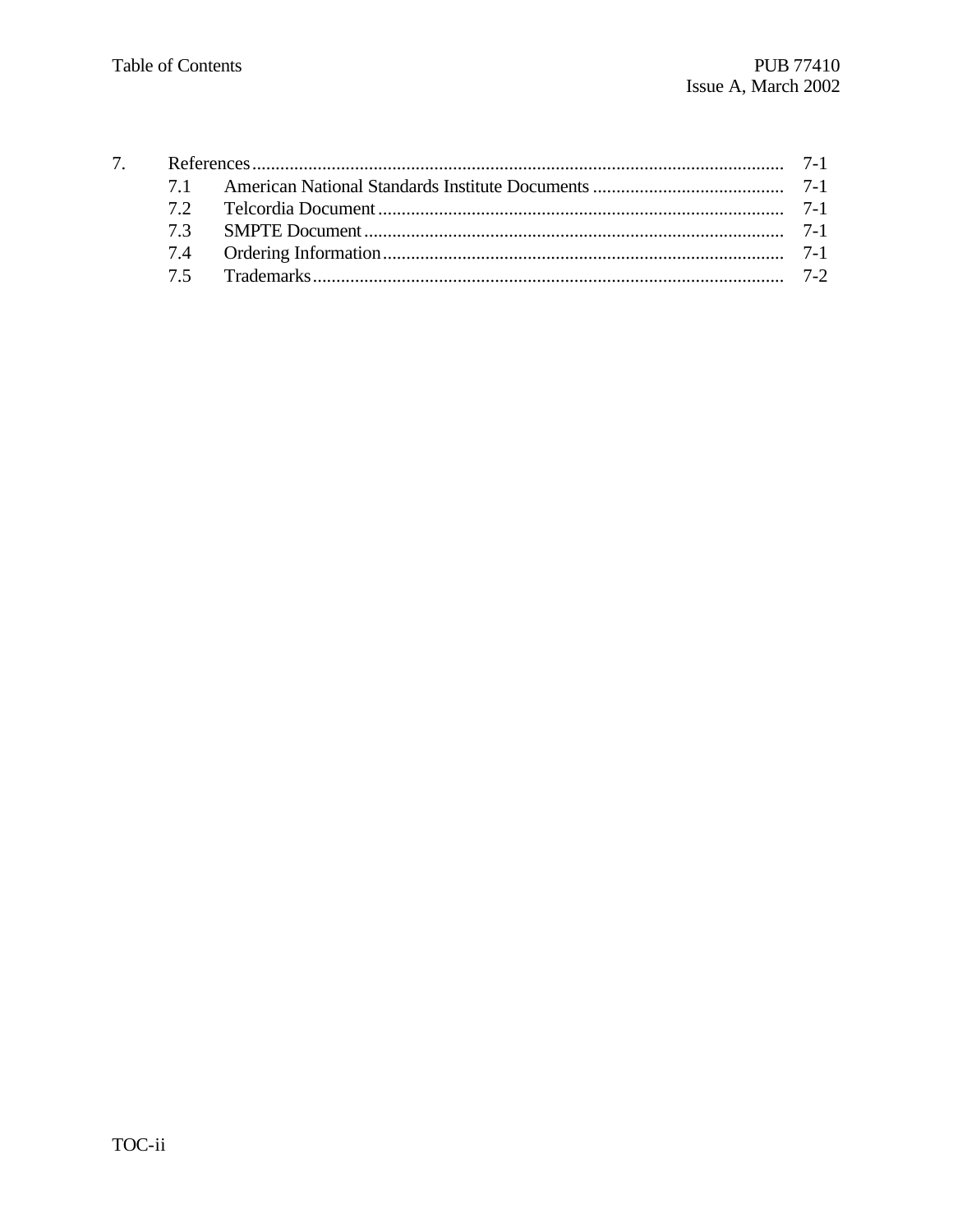| | | |
|---|---|---|
| 7. | References | 7-1 |
| 7.1 | American National Standards Institute Documents | 7-1 |
| 7.2 | Telcordia Document | 7-1 |
| 7.3 | SMPTE Document | 7-1 |
| 7.4 | Ordering Information | 7-1 |
| 7.5 | Trademarks | 7-2 |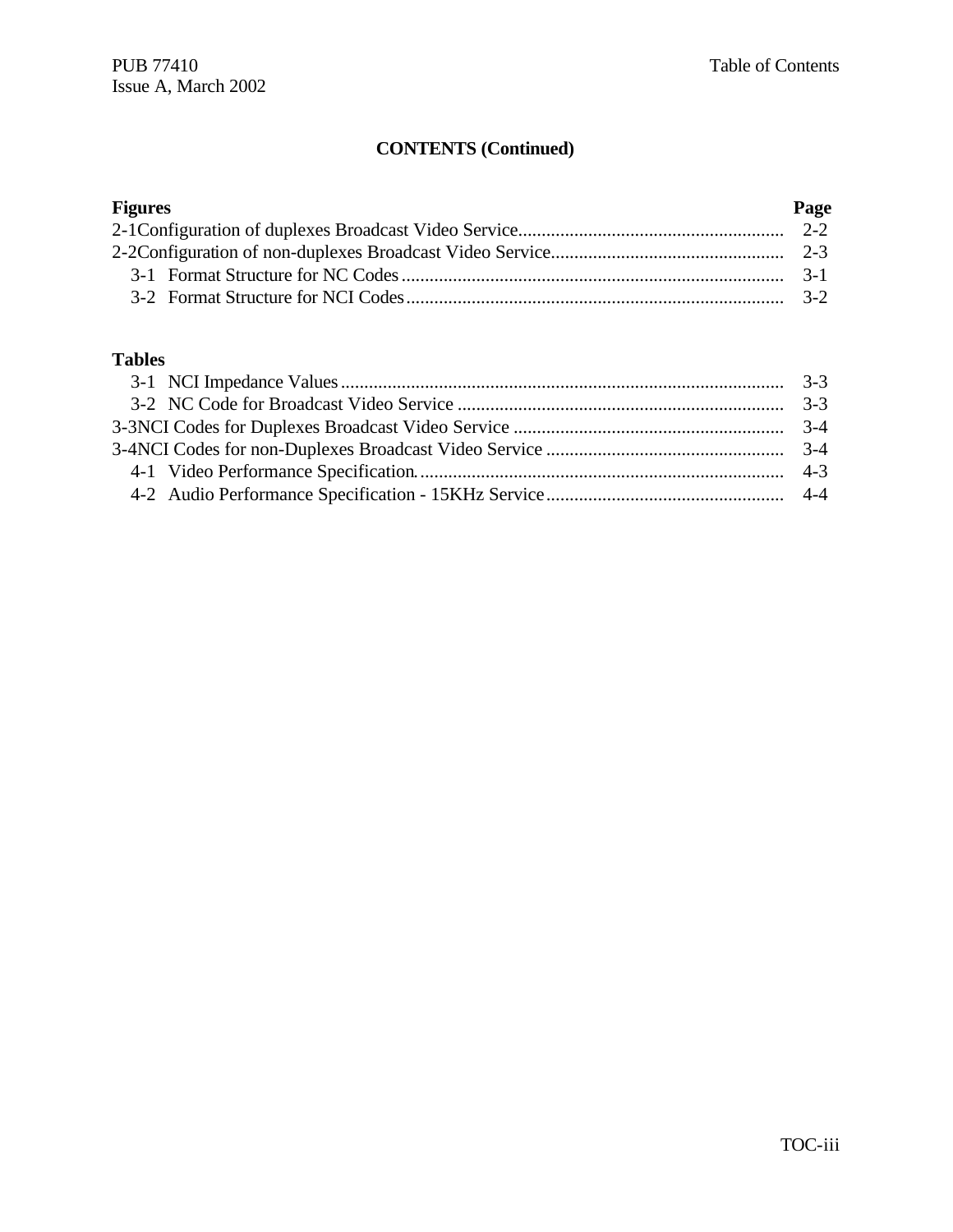## CONTENTS (Continued)

| Figures | | Page |
|---|---|---|
| 2-1 | Configuration of duplexes Broadcast Video Service | 2-2 |
| 2-2 | Configuration of non-duplexes Broadcast Video Service | 2-3 |
| 3-1 | Format Structure for NC Codes | 3-1 |
| 3-2 | Format Structure for NCI Codes | 3-2 |

| Tables | | |
|---|---|---|
| 3-1 | NCI Impedance Values | 3-3 |
| 3-2 | NC Code for Broadcast Video Service | 3-3 |
| 3-3 | NCI Codes for Duplexes Broadcast Video Service | 3-4 |
| 3-4 | NCI Codes for non-Duplexes Broadcast Video Service | 3-4 |
| 4-1 | Video Performance Specification | 4-3 |
| 4-2 | Audio Performance Specification - 15KHz Service | 4-4 |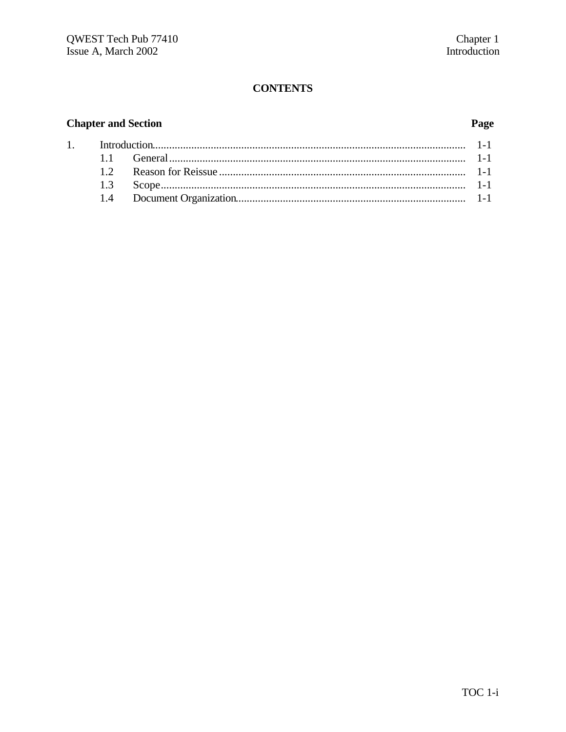# CONTENTS

| Chapter and Section | | Page |
|---|---|---|
| 1. | Introduction | 1-1 |
| 1.1 | General | 1-1 |
| 1.2 | Reason for Reissue | 1-1 |
| 1.3 | Scope | 1-1 |
| 1.4 | Document Organization | 1-1 |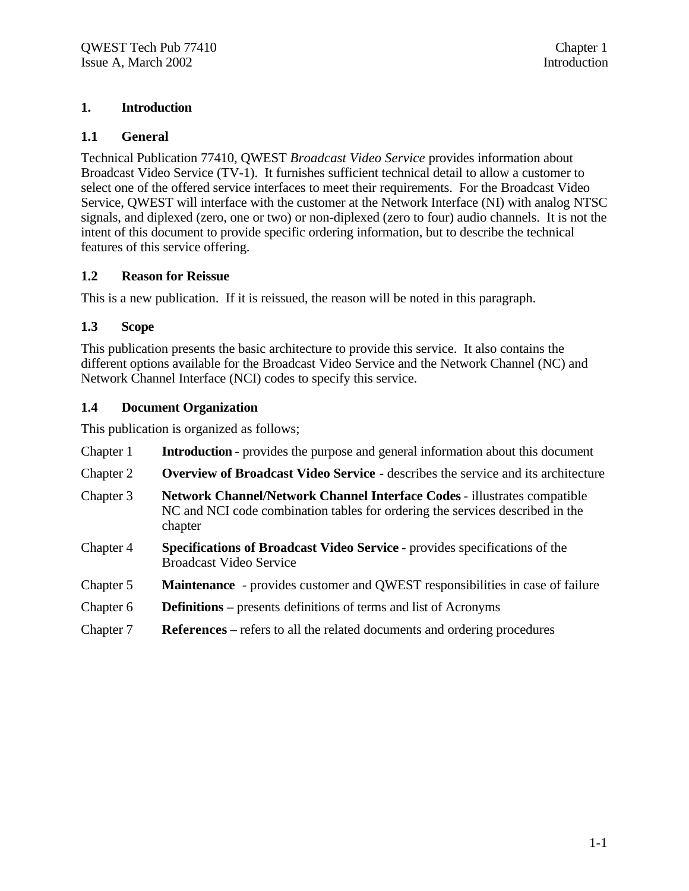# 1. Introduction

## 1.1 General

Technical Publication 77410, QWEST *Broadcast Video Service* provides information about Broadcast Video Service (TV-1). It furnishes sufficient technical detail to allow a customer to select one of the offered service interfaces to meet their requirements. For the Broadcast Video Service, QWEST will interface with the customer at the Network Interface (NI) with analog NTSC signals, and diplexed (zero, one or two) or non-diplexed (zero to four) audio channels. It is not the intent of this document to provide specific ordering information, but to describe the technical features of this service offering.

## 1.2 Reason for Reissue

This is a new publication. If it is reissued, the reason will be noted in this paragraph.

## 1.3 Scope

This publication presents the basic architecture to provide this service. It also contains the different options available for the Broadcast Video Service and the Network Channel (NC) and Network Channel Interface (NCI) codes to specify this service.

## 1.4 Document Organization

This publication is organized as follows;

Chapter 1 **Introduction** - provides the purpose and general information about this document

Chapter 2 **Overview of Broadcast Video Service** - describes the service and its architecture

Chapter 3 **Network Channel/Network Channel Interface Codes** - illustrates compatible NC and NCI code combination tables for ordering the services described in the chapter

Chapter 4 **Specifications of Broadcast Video Service** - provides specifications of the Broadcast Video Service

Chapter 5 **Maintenance** - provides customer and QWEST responsibilities in case of failure

Chapter 6 **Definitions –** presents definitions of terms and list of Acronyms

Chapter 7 **References** – refers to all the related documents and ordering procedures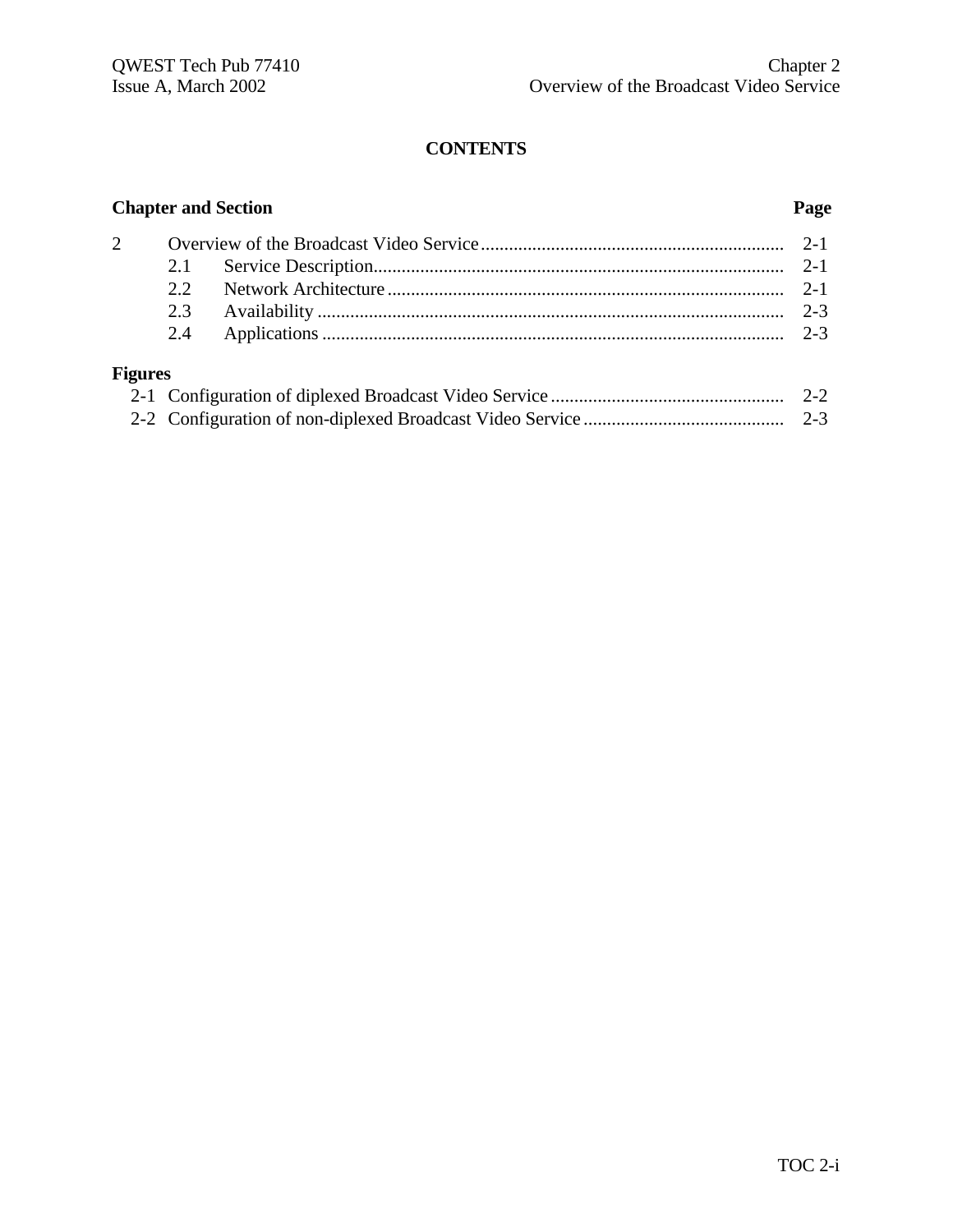**CONTENTS**

| Chapter and Section | | | Page |
|---|---|---|---|
| 2 | Overview of the Broadcast Video Service | | 2-1 |
| | 2.1 | Service Description | 2-1 |
| | 2.2 | Network Architecture | 2-1 |
| | 2.3 | Availability | 2-3 |
| | 2.4 | Applications | 2-3 |

**Figures**

| | | |
|---|---|---|
| 2-1 | Configuration of diplexed Broadcast Video Service | 2-2 |
| 2-2 | Configuration of non-diplexed Broadcast Video Service | 2-3 |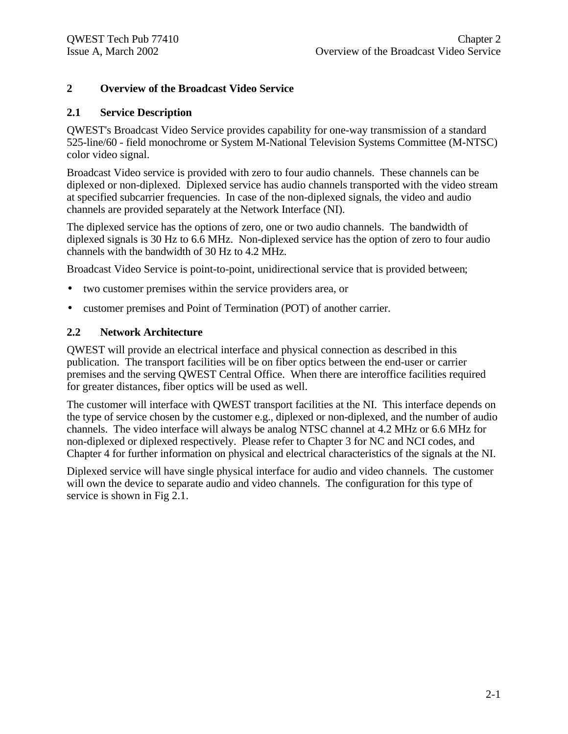# 2 Overview of the Broadcast Video Service

## 2.1 Service Description

QWEST's Broadcast Video Service provides capability for one-way transmission of a standard 525-line/60 - field monochrome or System M-National Television Systems Committee (M-NTSC) color video signal.

Broadcast Video service is provided with zero to four audio channels. These channels can be diplexed or non-diplexed. Diplexed service has audio channels transported with the video stream at specified subcarrier frequencies. In case of the non-diplexed signals, the video and audio channels are provided separately at the Network Interface (NI).

The diplexed service has the options of zero, one or two audio channels. The bandwidth of diplexed signals is 30 Hz to 6.6 MHz. Non-diplexed service has the option of zero to four audio channels with the bandwidth of 30 Hz to 4.2 MHz.

Broadcast Video Service is point-to-point, unidirectional service that is provided between;

- two customer premises within the service providers area, or
- customer premises and Point of Termination (POT) of another carrier.

## 2.2 Network Architecture

QWEST will provide an electrical interface and physical connection as described in this publication. The transport facilities will be on fiber optics between the end-user or carrier premises and the serving QWEST Central Office. When there are interoffice facilities required for greater distances, fiber optics will be used as well.

The customer will interface with QWEST transport facilities at the NI. This interface depends on the type of service chosen by the customer e.g., diplexed or non-diplexed, and the number of audio channels. The video interface will always be analog NTSC channel at 4.2 MHz or 6.6 MHz for non-diplexed or diplexed respectively. Please refer to Chapter 3 for NC and NCI codes, and Chapter 4 for further information on physical and electrical characteristics of the signals at the NI.

Diplexed service will have single physical interface for audio and video channels. The customer will own the device to separate audio and video channels. The configuration for this type of service is shown in Fig 2.1.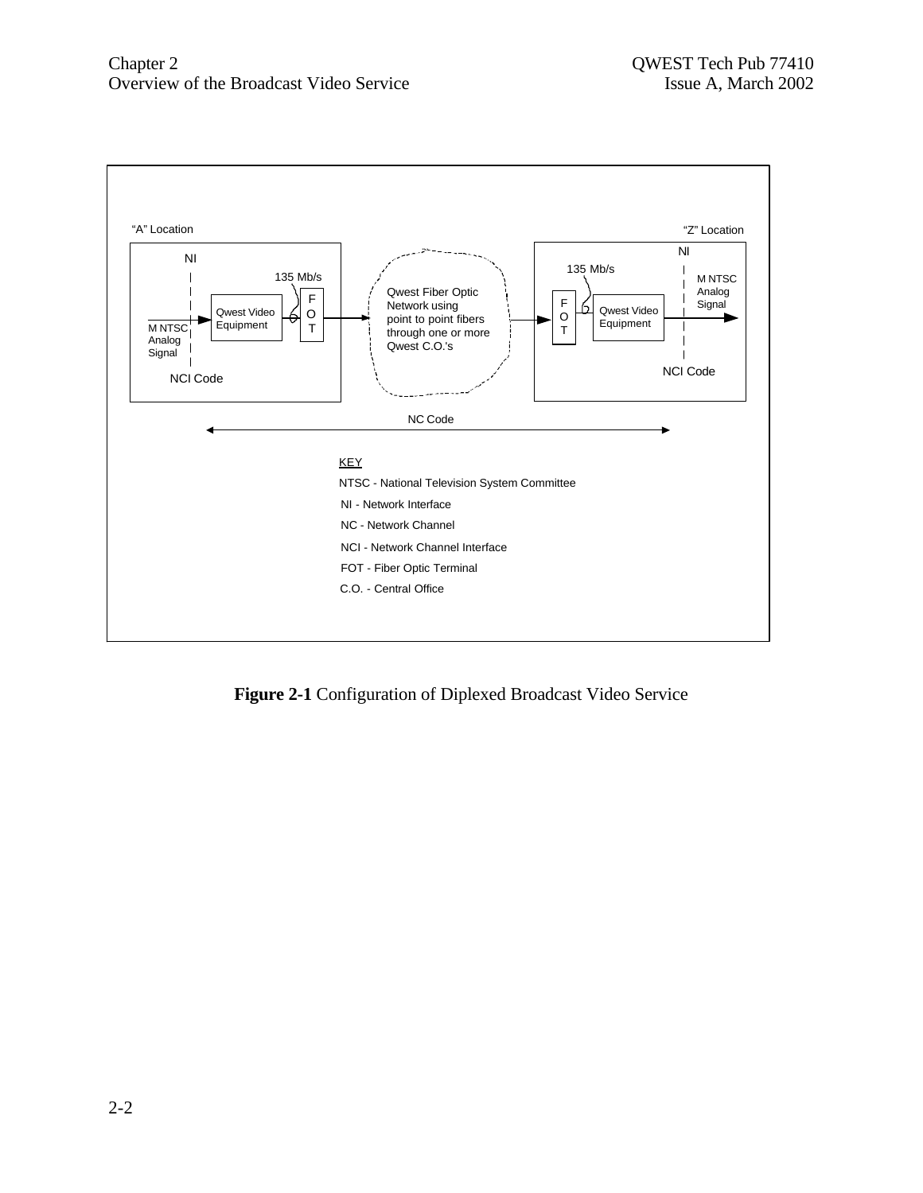"A" Location

NI

135 Mb/s

Qwest Video Equipment

F O T

M NTSC Analog Signal

NCI Code

Qwest Fiber Optic Network using point to point fibers through one or more Qwest C.O.'s

"Z" Location

NI

135 Mb/s

F O T

Qwest Video Equipment

M NTSC Analog Signal

NCI Code

NC Code

KEY

NTSC - National Television System Committee

NI - Network Interface

NC - Network Channel

NCI - Network Channel Interface

FOT - Fiber Optic Terminal

C.O. - Central Office

**Figure 2-1** Configuration of Diplexed Broadcast Video Service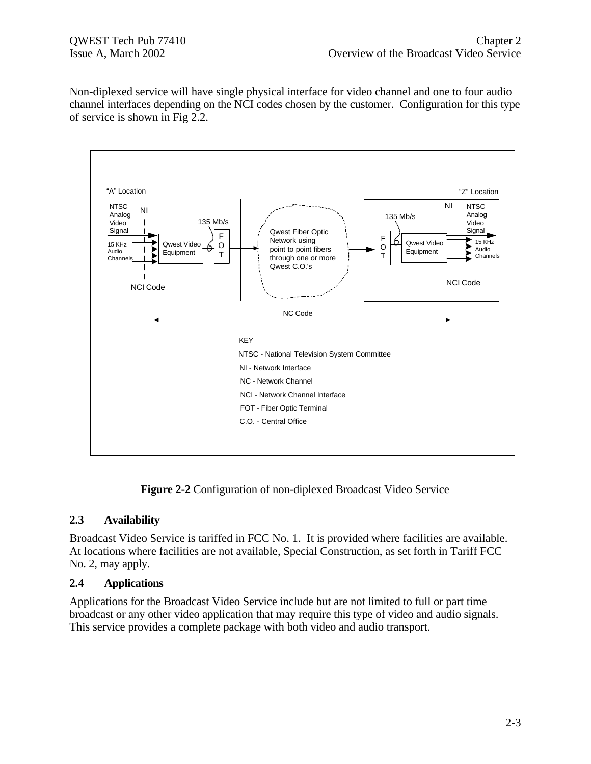Non-diplexed service will have single physical interface for video channel and one to four audio channel interfaces depending on the NCI codes chosen by the customer. Configuration for this type of service is shown in Fig 2.2.

"A" Location

NTSC Analog Video Signal

NI

15 KHz Audio Channels

Qwest Video Equipment

135 Mb/s

FOT

NCI Code

Qwest Fiber Optic Network using point to point fibers through one or more Qwest C.O.'s

"Z" Location

135 Mb/s

FOT

Qwest Video Equipment

NI

NTSC Analog Video Signal

15 KHz Audio Channels

NCI Code

NC Code

KEY

NTSC - National Television System Committee

NI - Network Interface

NC - Network Channel

NCI - Network Channel Interface

FOT - Fiber Optic Terminal

C.O. - Central Office

**Figure 2-2** Configuration of non-diplexed Broadcast Video Service

## 2.3 Availability

Broadcast Video Service is tariffed in FCC No. 1. It is provided where facilities are available. At locations where facilities are not available, Special Construction, as set forth in Tariff FCC No. 2, may apply.

## 2.4 Applications

Applications for the Broadcast Video Service include but are not limited to full or part time broadcast or any other video application that may require this type of video and audio signals. This service provides a complete package with both video and audio transport.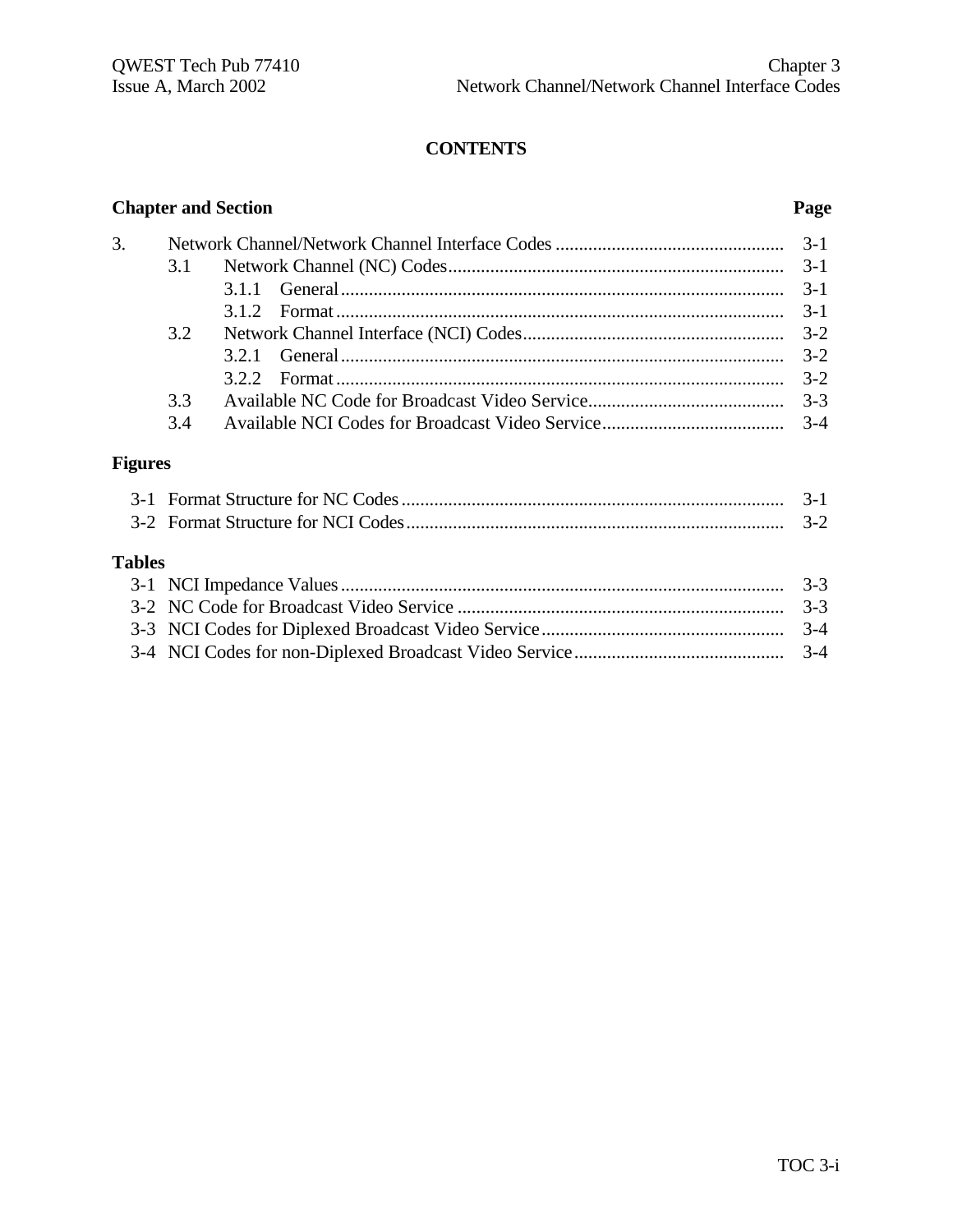# CONTENTS

| Chapter and Section | | | Page |
|---|---|---|---|
| 3. | Network Channel/Network Channel Interface Codes | | 3-1 |
| | 3.1 | Network Channel (NC) Codes | 3-1 |
| | | 3.1.1 General | 3-1 |
| | | 3.1.2 Format | 3-1 |
| | 3.2 | Network Channel Interface (NCI) Codes | 3-2 |
| | | 3.2.1 General | 3-2 |
| | | 3.2.2 Format | 3-2 |
| | 3.3 | Available NC Code for Broadcast Video Service | 3-3 |
| | 3.4 | Available NCI Codes for Broadcast Video Service | 3-4 |

**Figures**

| | | Page |
|---|---|---|
| 3-1 | Format Structure for NC Codes | 3-1 |
| 3-2 | Format Structure for NCI Codes | 3-2 |

**Tables**

| | | Page |
|---|---|---|
| 3-1 | NCI Impedance Values | 3-3 |
| 3-2 | NC Code for Broadcast Video Service | 3-3 |
| 3-3 | NCI Codes for Diplexed Broadcast Video Service | 3-4 |
| 3-4 | NCI Codes for non-Diplexed Broadcast Video Service | 3-4 |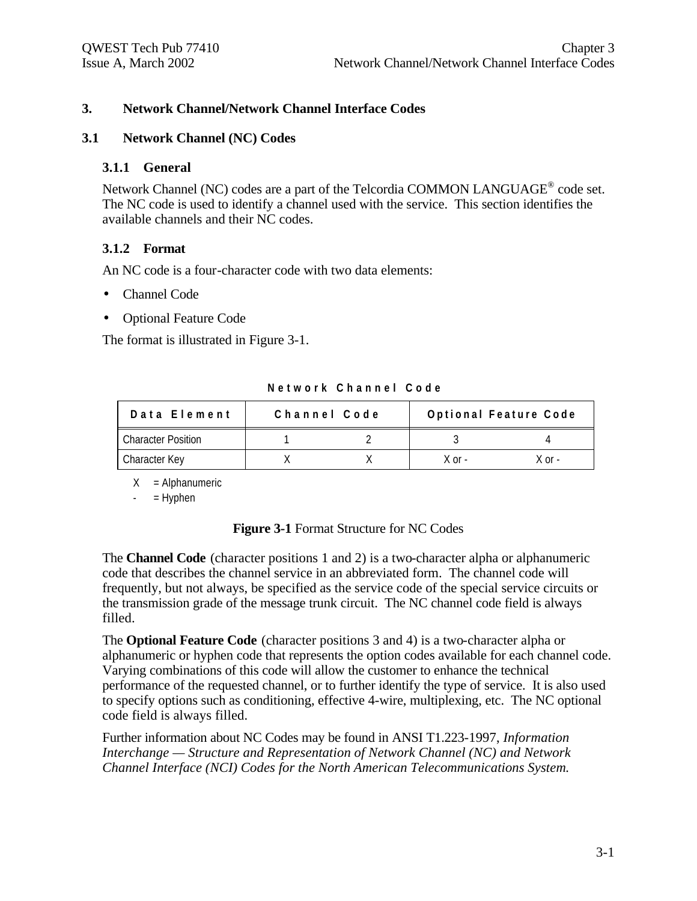# 3. Network Channel/Network Channel Interface Codes

## 3.1 Network Channel (NC) Codes

### 3.1.1 General

Network Channel (NC) codes are a part of the Telcordia COMMON LANGUAGE® code set. The NC code is used to identify a channel used with the service. This section identifies the available channels and their NC codes.

### 3.1.2 Format

An NC code is a four-character code with two data elements:

- Channel Code
- Optional Feature Code

The format is illustrated in Figure 3-1.

**Network Channel Code**

| Data Element | Channel Code | | Optional Feature Code | |
|---|---|---|---|---|
| Character Position | 1 | 2 | 3 | 4 |
| Character Key | X | X | X or - | X or - |

X = Alphanumeric

\- = Hyphen

**Figure 3-1** Format Structure for NC Codes

The **Channel Code** (character positions 1 and 2) is a two-character alpha or alphanumeric code that describes the channel service in an abbreviated form. The channel code will frequently, but not always, be specified as the service code of the special service circuits or the transmission grade of the message trunk circuit. The NC channel code field is always filled.

The **Optional Feature Code** (character positions 3 and 4) is a two-character alpha or alphanumeric or hyphen code that represents the option codes available for each channel code. Varying combinations of this code will allow the customer to enhance the technical performance of the requested channel, or to further identify the type of service. It is also used to specify options such as conditioning, effective 4-wire, multiplexing, etc. The NC optional code field is always filled.

Further information about NC Codes may be found in ANSI T1.223-1997, *Information Interchange — Structure and Representation of Network Channel (NC) and Network Channel Interface (NCI) Codes for the North American Telecommunications System.*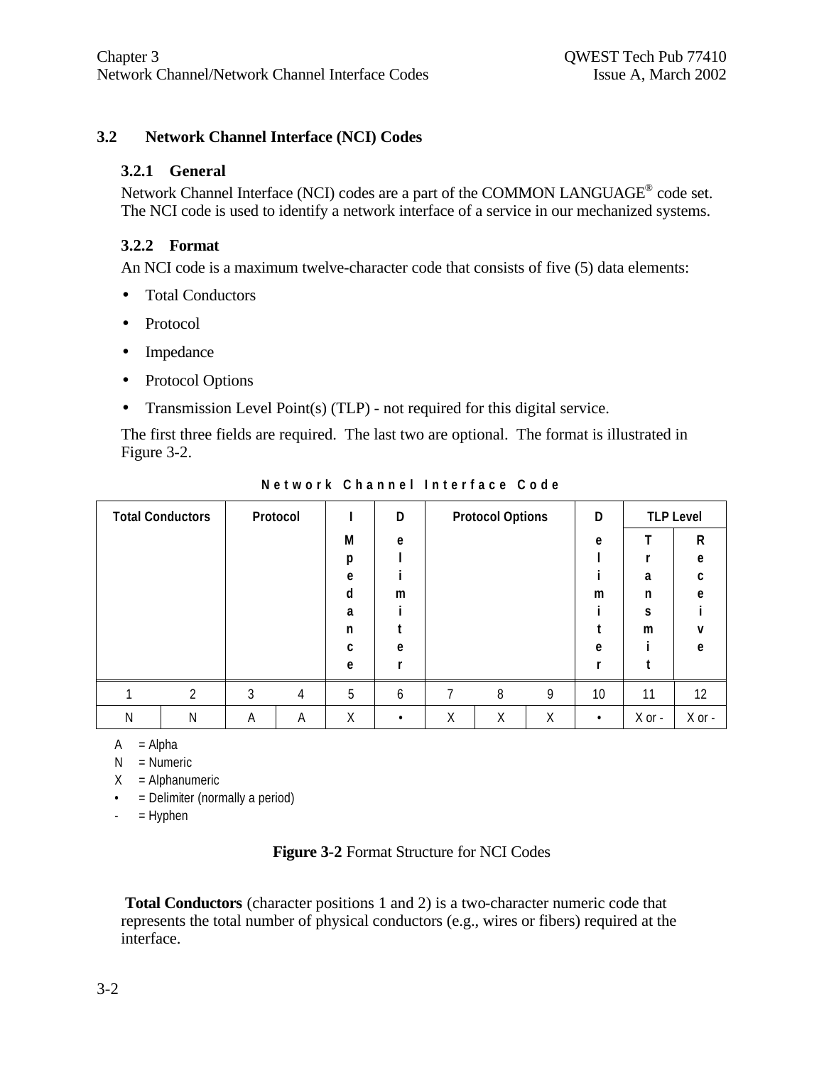## 3.2 Network Channel Interface (NCI) Codes

### 3.2.1 General

Network Channel Interface (NCI) codes are a part of the COMMON LANGUAGE® code set. The NCI code is used to identify a network interface of a service in our mechanized systems.

### 3.2.2 Format

An NCI code is a maximum twelve-character code that consists of five (5) data elements:

- Total Conductors
- Protocol
- Impedance
- Protocol Options
- Transmission Level Point(s) (TLP) - not required for this digital service.

The first three fields are required. The last two are optional. The format is illustrated in Figure 3-2.

**Network Channel Interface Code**

| Total Conductors | | Protocol | | Impedance | Delimiter | Protocol Options | | | Delimiter | TLP Level: Transmit | TLP Level: Receive |
|---|---|---|---|---|---|---|---|---|---|---|---|
| 1 | 2 | 3 | 4 | 5 | 6 | 7 | 8 | 9 | 10 | 11 | 12 |
| N | N | A | A | X | • | X | X | X | • | X or - | X or - |

A = Alpha
N = Numeric
X = Alphanumeric
• = Delimiter (normally a period)
- = Hyphen

**Figure 3-2** Format Structure for NCI Codes

**Total Conductors** (character positions 1 and 2) is a two-character numeric code that represents the total number of physical conductors (e.g., wires or fibers) required at the interface.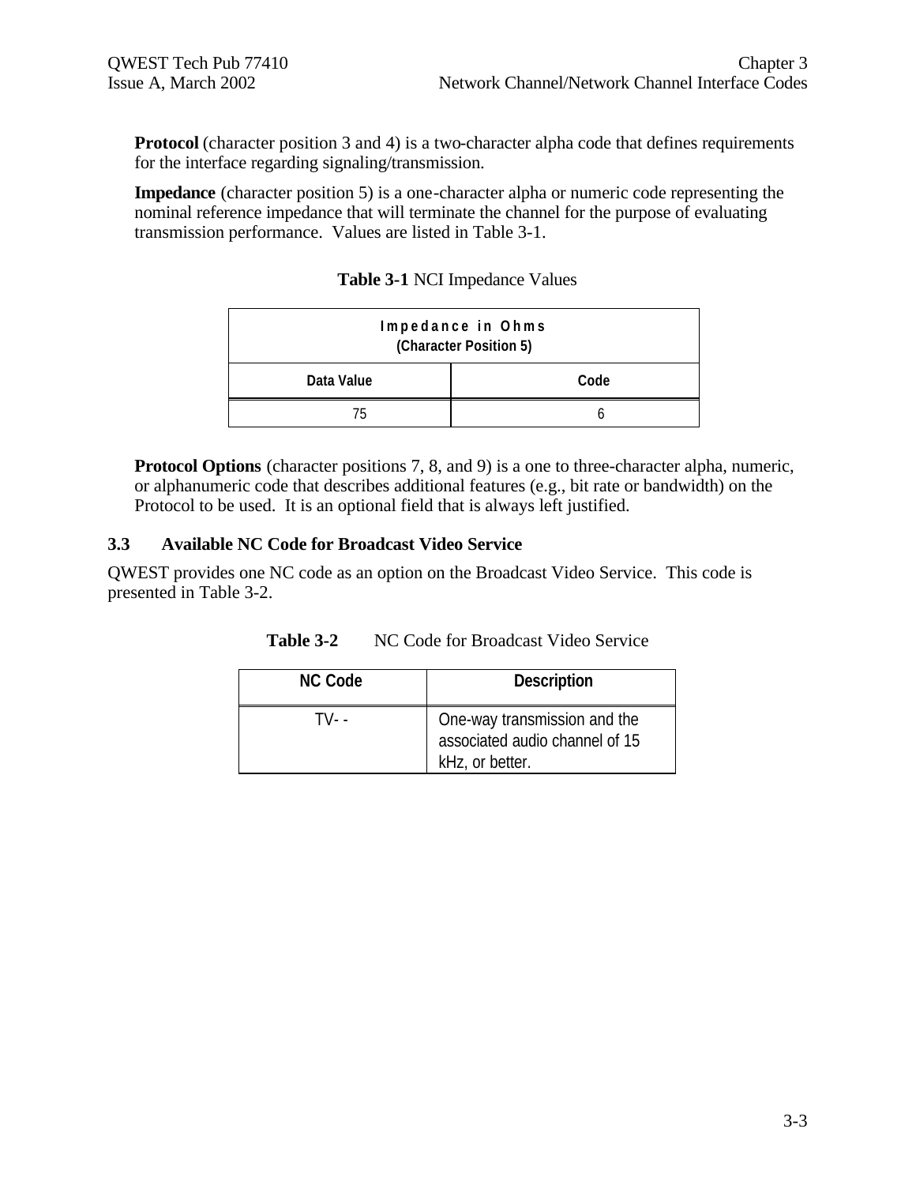**Protocol** (character position 3 and 4) is a two-character alpha code that defines requirements for the interface regarding signaling/transmission.

**Impedance** (character position 5) is a one-character alpha or numeric code representing the nominal reference impedance that will terminate the channel for the purpose of evaluating transmission performance. Values are listed in Table 3-1.

**Table 3-1** NCI Impedance Values

| Impedance in Ohms (Character Position 5) | |
|---|---|
| **Data Value** | **Code** |
| 75 | 6 |

**Protocol Options** (character positions 7, 8, and 9) is a one to three-character alpha, numeric, or alphanumeric code that describes additional features (e.g., bit rate or bandwidth) on the Protocol to be used. It is an optional field that is always left justified.

### 3.3 Available NC Code for Broadcast Video Service

QWEST provides one NC code as an option on the Broadcast Video Service. This code is presented in Table 3-2.

**Table 3-2** NC Code for Broadcast Video Service

| NC Code | Description |
|---|---|
| TV- - | One-way transmission and the associated audio channel of 15 kHz, or better. |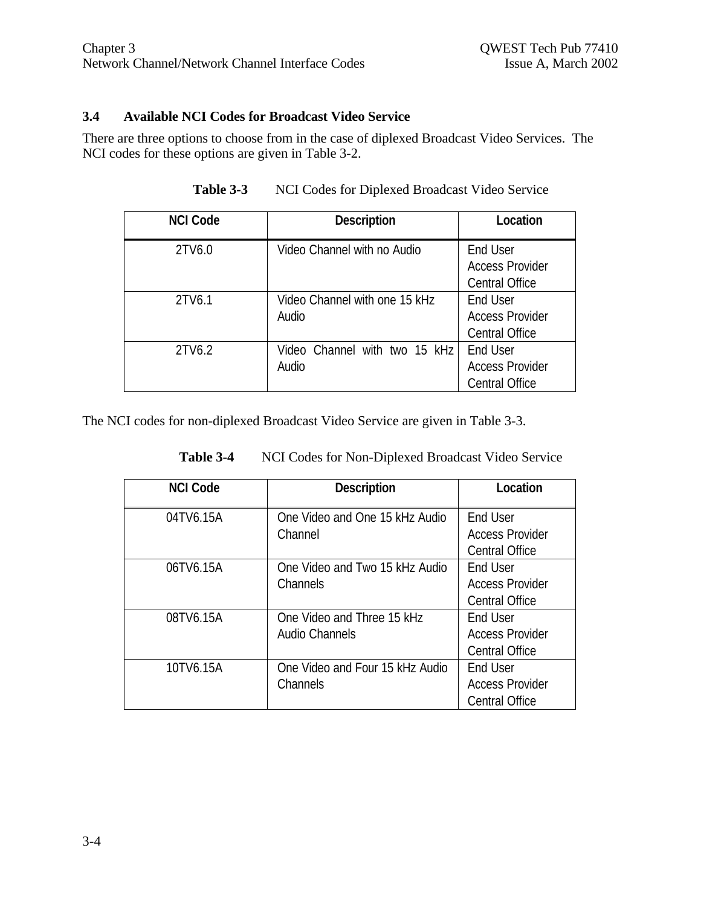### 3.4 Available NCI Codes for Broadcast Video Service

There are three options to choose from in the case of diplexed Broadcast Video Services. The NCI codes for these options are given in Table 3-2.

**Table 3-3** NCI Codes for Diplexed Broadcast Video Service

| NCI Code | Description | Location |
|---|---|---|
| 2TV6.0 | Video Channel with no Audio | End User<br>Access Provider<br>Central Office |
| 2TV6.1 | Video Channel with one 15 kHz Audio | End User<br>Access Provider<br>Central Office |
| 2TV6.2 | Video Channel with two 15 kHz Audio | End User<br>Access Provider<br>Central Office |

The NCI codes for non-diplexed Broadcast Video Service are given in Table 3-3.

**Table 3-4** NCI Codes for Non-Diplexed Broadcast Video Service

| NCI Code | Description | Location |
|---|---|---|
| 04TV6.15A | One Video and One 15 kHz Audio Channel | End User<br>Access Provider<br>Central Office |
| 06TV6.15A | One Video and Two 15 kHz Audio Channels | End User<br>Access Provider<br>Central Office |
| 08TV6.15A | One Video and Three 15 kHz Audio Channels | End User<br>Access Provider<br>Central Office |
| 10TV6.15A | One Video and Four 15 kHz Audio Channels | End User<br>Access Provider<br>Central Office |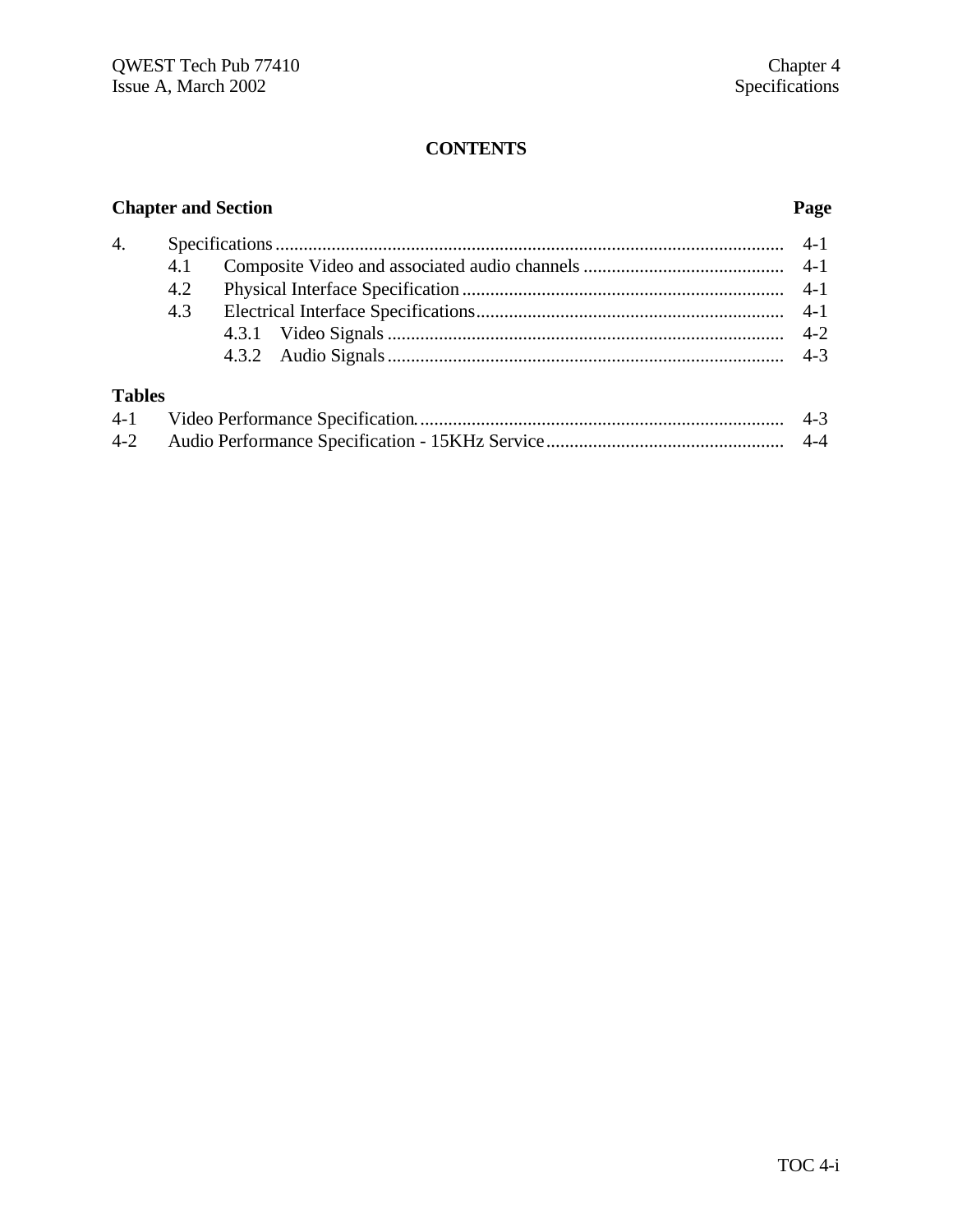## CONTENTS

| Chapter and Section | | Page |
|---|---|---|
| 4. | Specifications | 4-1 |
| | 4.1 Composite Video and associated audio channels | 4-1 |
| | 4.2 Physical Interface Specification | 4-1 |
| | 4.3 Electrical Interface Specifications | 4-1 |
| | 4.3.1 Video Signals | 4-2 |
| | 4.3.2 Audio Signals | 4-3 |

**Tables**

| | | |
|---|---|---|
| 4-1 | Video Performance Specification | 4-3 |
| 4-2 | Audio Performance Specification - 15KHz Service | 4-4 |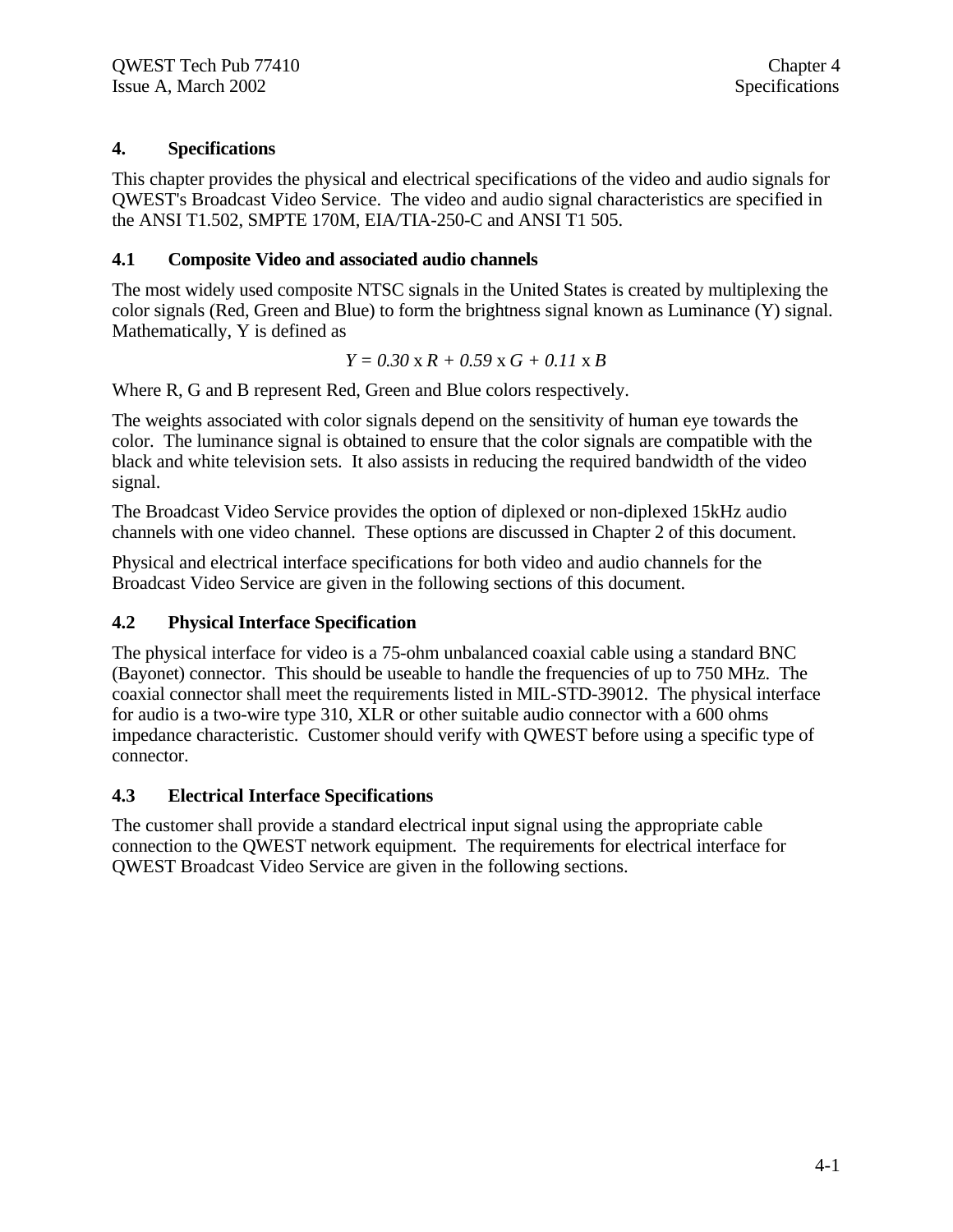# 4. Specifications

This chapter provides the physical and electrical specifications of the video and audio signals for QWEST's Broadcast Video Service. The video and audio signal characteristics are specified in the ANSI T1.502, SMPTE 170M, EIA/TIA-250-C and ANSI T1 505.

## 4.1 Composite Video and associated audio channels

The most widely used composite NTSC signals in the United States is created by multiplexing the color signals (Red, Green and Blue) to form the brightness signal known as Luminance (Y) signal. Mathematically, Y is defined as

$$Y = 0.30 \times R + 0.59 \times G + 0.11 \times B$$

Where R, G and B represent Red, Green and Blue colors respectively.

The weights associated with color signals depend on the sensitivity of human eye towards the color. The luminance signal is obtained to ensure that the color signals are compatible with the black and white television sets. It also assists in reducing the required bandwidth of the video signal.

The Broadcast Video Service provides the option of diplexed or non-diplexed 15kHz audio channels with one video channel. These options are discussed in Chapter 2 of this document.

Physical and electrical interface specifications for both video and audio channels for the Broadcast Video Service are given in the following sections of this document.

## 4.2 Physical Interface Specification

The physical interface for video is a 75-ohm unbalanced coaxial cable using a standard BNC (Bayonet) connector. This should be useable to handle the frequencies of up to 750 MHz. The coaxial connector shall meet the requirements listed in MIL-STD-39012. The physical interface for audio is a two-wire type 310, XLR or other suitable audio connector with a 600 ohms impedance characteristic. Customer should verify with QWEST before using a specific type of connector.

## 4.3 Electrical Interface Specifications

The customer shall provide a standard electrical input signal using the appropriate cable connection to the QWEST network equipment. The requirements for electrical interface for QWEST Broadcast Video Service are given in the following sections.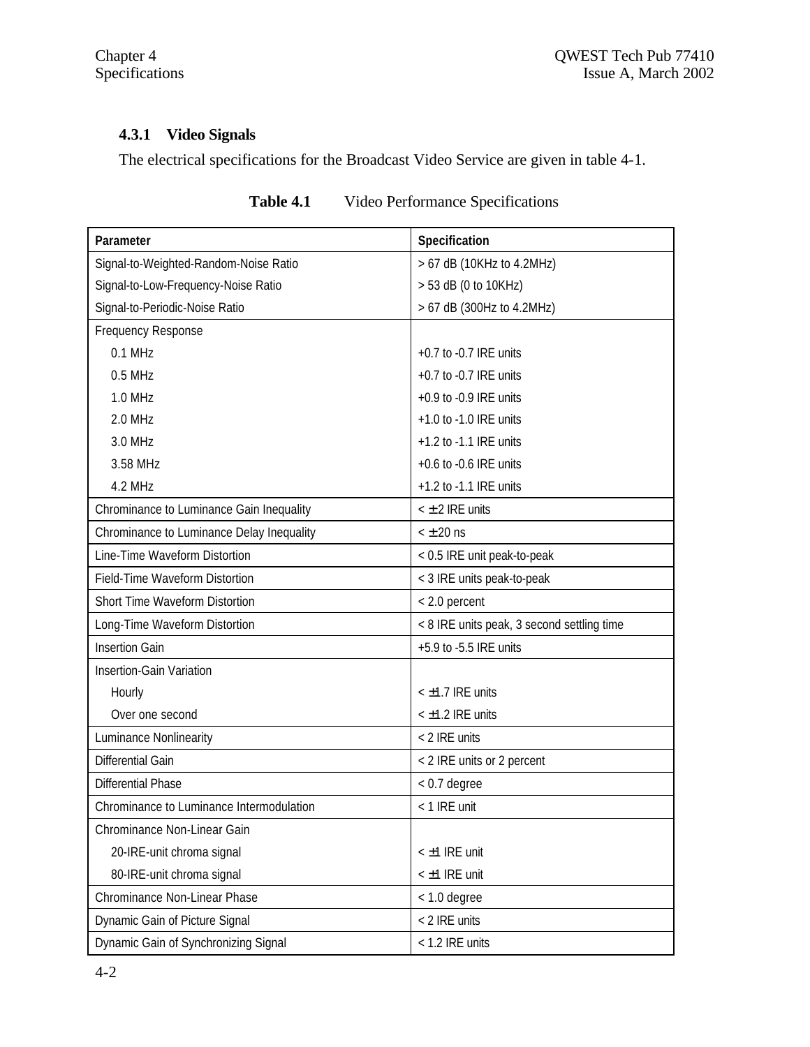### 4.3.1 Video Signals

The electrical specifications for the Broadcast Video Service are given in table 4-1.

**Table 4.1** Video Performance Specifications

| Parameter | Specification |
|---|---|
| Signal-to-Weighted-Random-Noise Ratio | > 67 dB (10KHz to 4.2MHz) |
| Signal-to-Low-Frequency-Noise Ratio | > 53 dB (0 to 10KHz) |
| Signal-to-Periodic-Noise Ratio | > 67 dB (300Hz to 4.2MHz) |
| Frequency Response | |
| 0.1 MHz | +0.7 to -0.7 IRE units |
| 0.5 MHz | +0.7 to -0.7 IRE units |
| 1.0 MHz | +0.9 to -0.9 IRE units |
| 2.0 MHz | +1.0 to -1.0 IRE units |
| 3.0 MHz | +1.2 to -1.1 IRE units |
| 3.58 MHz | +0.6 to -0.6 IRE units |
| 4.2 MHz | +1.2 to -1.1 IRE units |
| Chrominance to Luminance Gain Inequality | < ± 2 IRE units |
| Chrominance to Luminance Delay Inequality | < ± 20 ns |
| Line-Time Waveform Distortion | < 0.5 IRE unit peak-to-peak |
| Field-Time Waveform Distortion | < 3 IRE units peak-to-peak |
| Short Time Waveform Distortion | < 2.0 percent |
| Long-Time Waveform Distortion | < 8 IRE units peak, 3 second settling time |
| Insertion Gain | +5.9 to -5.5 IRE units |
| Insertion-Gain Variation | |
| Hourly | < ±1.7 IRE units |
| Over one second | < ±1.2 IRE units |
| Luminance Nonlinearity | < 2 IRE units |
| Differential Gain | < 2 IRE units or 2 percent |
| Differential Phase | < 0.7 degree |
| Chrominance to Luminance Intermodulation | < 1 IRE unit |
| Chrominance Non-Linear Gain | |
| 20-IRE-unit chroma signal | < ±1 IRE unit |
| 80-IRE-unit chroma signal | < ±1 IRE unit |
| Chrominance Non-Linear Phase | < 1.0 degree |
| Dynamic Gain of Picture Signal | < 2 IRE units |
| Dynamic Gain of Synchronizing Signal | < 1.2 IRE units |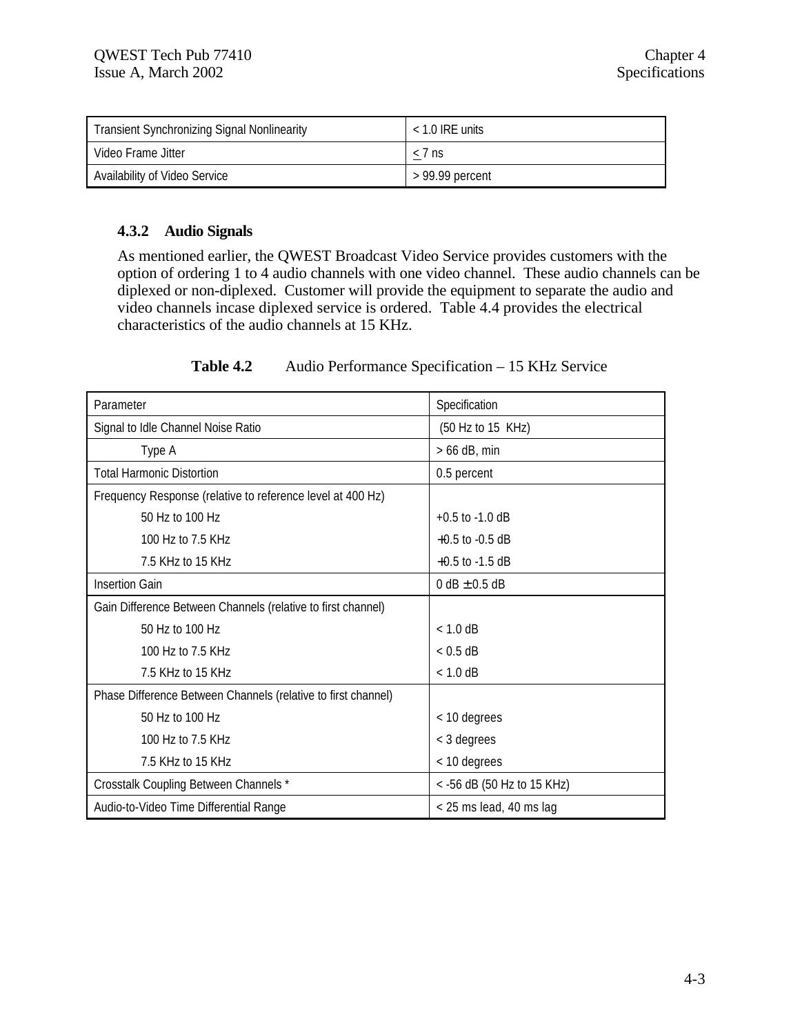| Transient Synchronizing Signal Nonlinearity | < 1.0 IRE units |
|---|---|
| Video Frame Jitter | ≤ 7 ns |
| Availability of Video Service | > 99.99 percent |

### 4.3.2 Audio Signals

As mentioned earlier, the QWEST Broadcast Video Service provides customers with the option of ordering 1 to 4 audio channels with one video channel. These audio channels can be diplexed or non-diplexed. Customer will provide the equipment to separate the audio and video channels incase diplexed service is ordered. Table 4.4 provides the electrical characteristics of the audio channels at 15 KHz.

**Table 4.2** Audio Performance Specification – 15 KHz Service

| Parameter | Specification |
|---|---|
| Signal to Idle Channel Noise Ratio | (50 Hz to 15 KHz) |
| Type A | > 66 dB, min |
| Total Harmonic Distortion | 0.5 percent |
| Frequency Response (relative to reference level at 400 Hz) | |
| 50 Hz to 100 Hz | +0.5 to -1.0 dB |
| 100 Hz to 7.5 KHz | +0.5 to -0.5 dB |
| 7.5 KHz to 15 KHz | +0.5 to -1.5 dB |
| Insertion Gain | 0 dB ± 0.5 dB |
| Gain Difference Between Channels (relative to first channel) | |
| 50 Hz to 100 Hz | < 1.0 dB |
| 100 Hz to 7.5 KHz | < 0.5 dB |
| 7.5 KHz to 15 KHz | < 1.0 dB |
| Phase Difference Between Channels (relative to first channel) | |
| 50 Hz to 100 Hz | < 10 degrees |
| 100 Hz to 7.5 KHz | < 3 degrees |
| 7.5 KHz to 15 KHz | < 10 degrees |
| Crosstalk Coupling Between Channels * | < -56 dB (50 Hz to 15 KHz) |
| Audio-to-Video Time Differential Range | < 25 ms lead, 40 ms lag |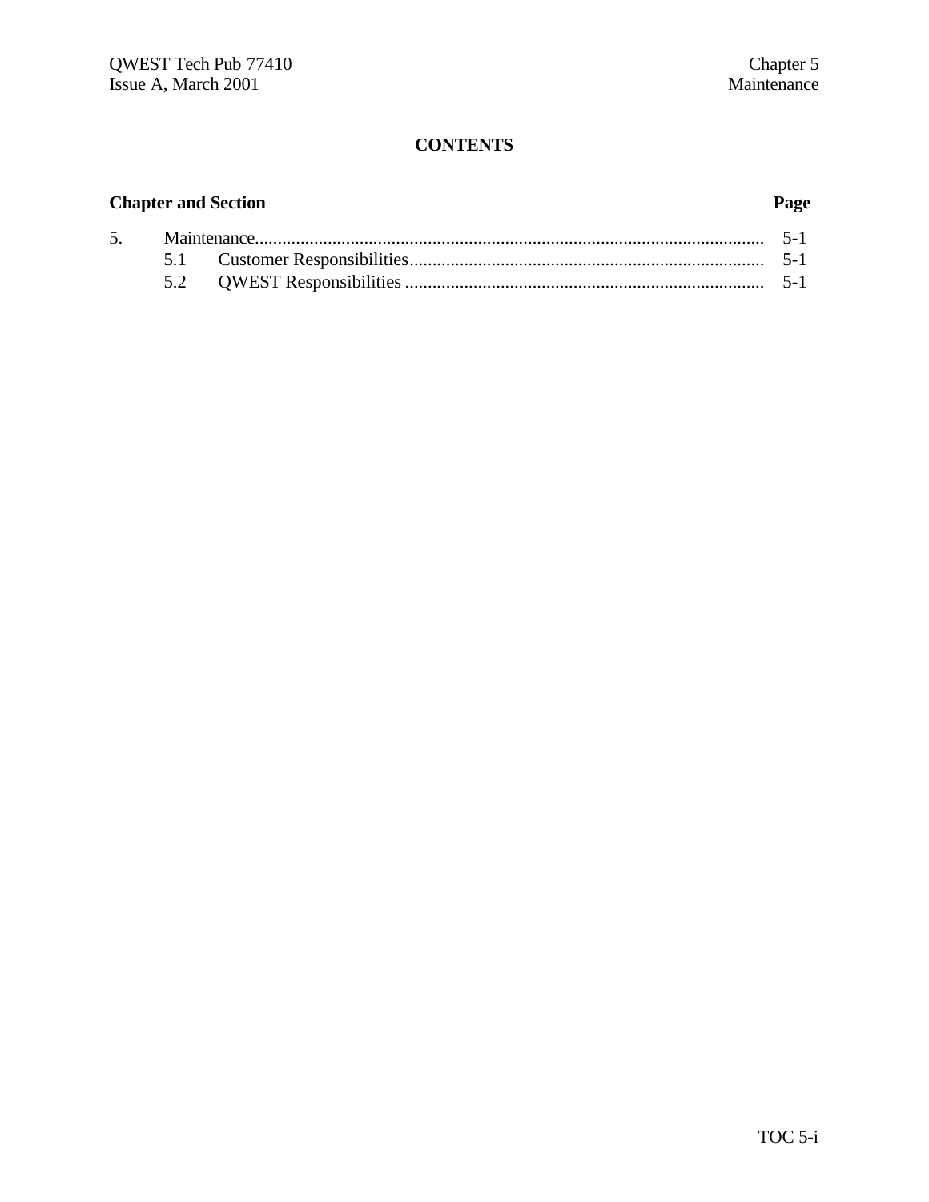# CONTENTS

| Chapter and Section | | Page |
|---|---|---|
| 5. | Maintenance | 5-1 |
| | 5.1 Customer Responsibilities | 5-1 |
| | 5.2 QWEST Responsibilities | 5-1 |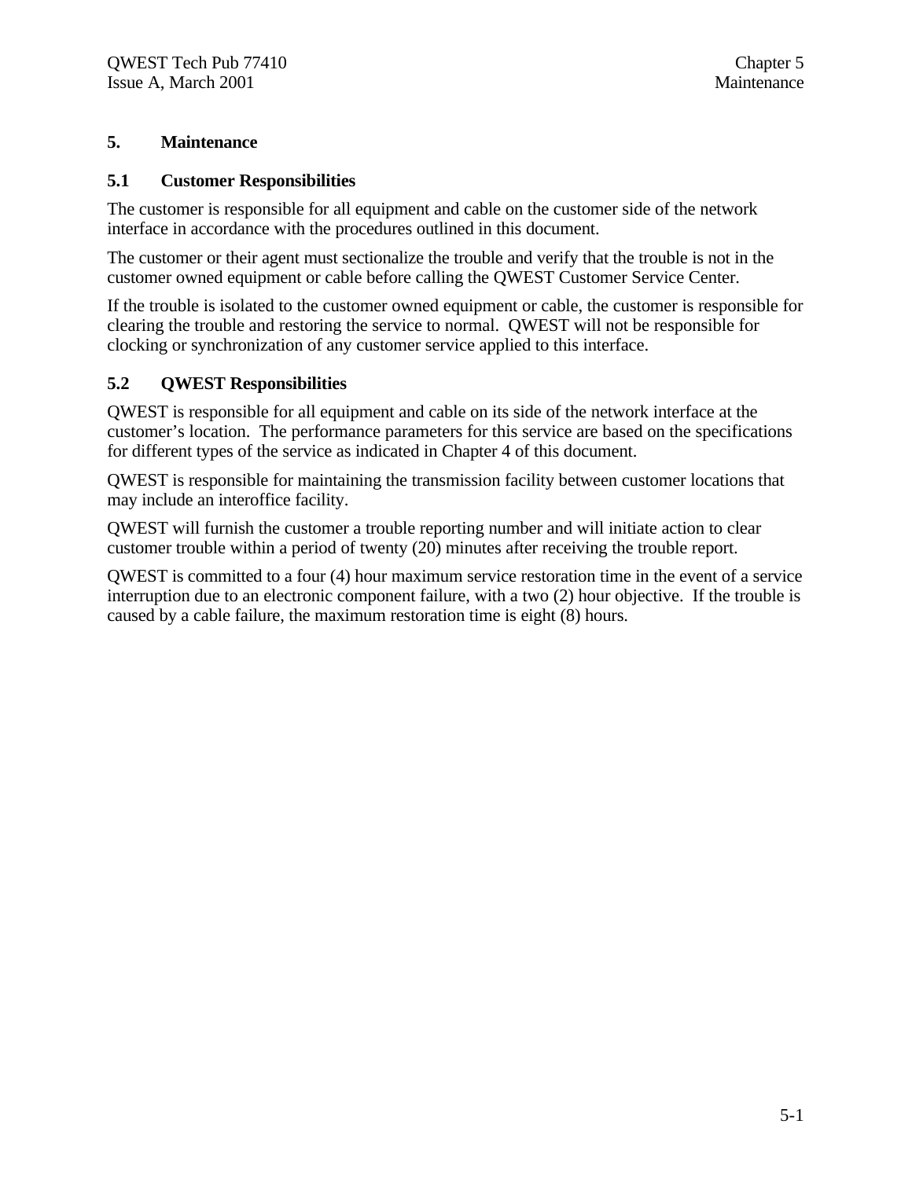# 5. Maintenance

## 5.1 Customer Responsibilities

The customer is responsible for all equipment and cable on the customer side of the network interface in accordance with the procedures outlined in this document.

The customer or their agent must sectionalize the trouble and verify that the trouble is not in the customer owned equipment or cable before calling the QWEST Customer Service Center.

If the trouble is isolated to the customer owned equipment or cable, the customer is responsible for clearing the trouble and restoring the service to normal. QWEST will not be responsible for clocking or synchronization of any customer service applied to this interface.

## 5.2 QWEST Responsibilities

QWEST is responsible for all equipment and cable on its side of the network interface at the customer's location. The performance parameters for this service are based on the specifications for different types of the service as indicated in Chapter 4 of this document.

QWEST is responsible for maintaining the transmission facility between customer locations that may include an interoffice facility.

QWEST will furnish the customer a trouble reporting number and will initiate action to clear customer trouble within a period of twenty (20) minutes after receiving the trouble report.

QWEST is committed to a four (4) hour maximum service restoration time in the event of a service interruption due to an electronic component failure, with a two (2) hour objective. If the trouble is caused by a cable failure, the maximum restoration time is eight (8) hours.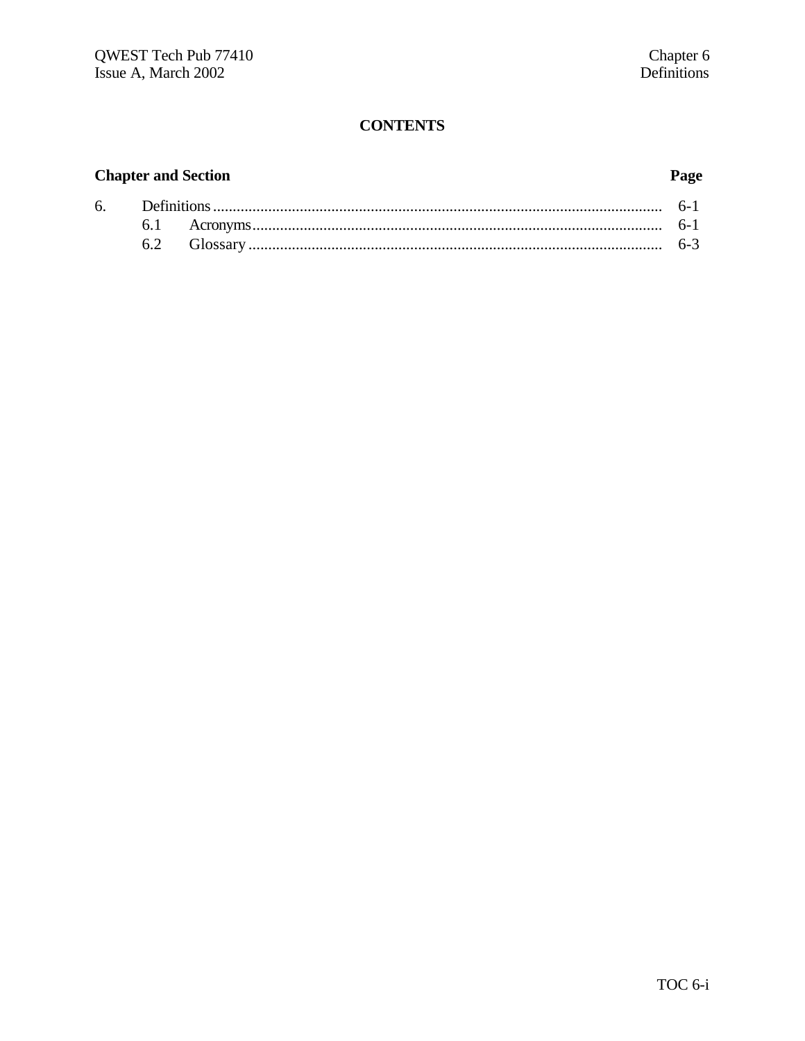# CONTENTS

| Chapter and Section | | Page |
|---|---|---|
| 6. | Definitions | 6-1 |
| | 6.1 Acronyms | 6-1 |
| | 6.2 Glossary | 6-3 |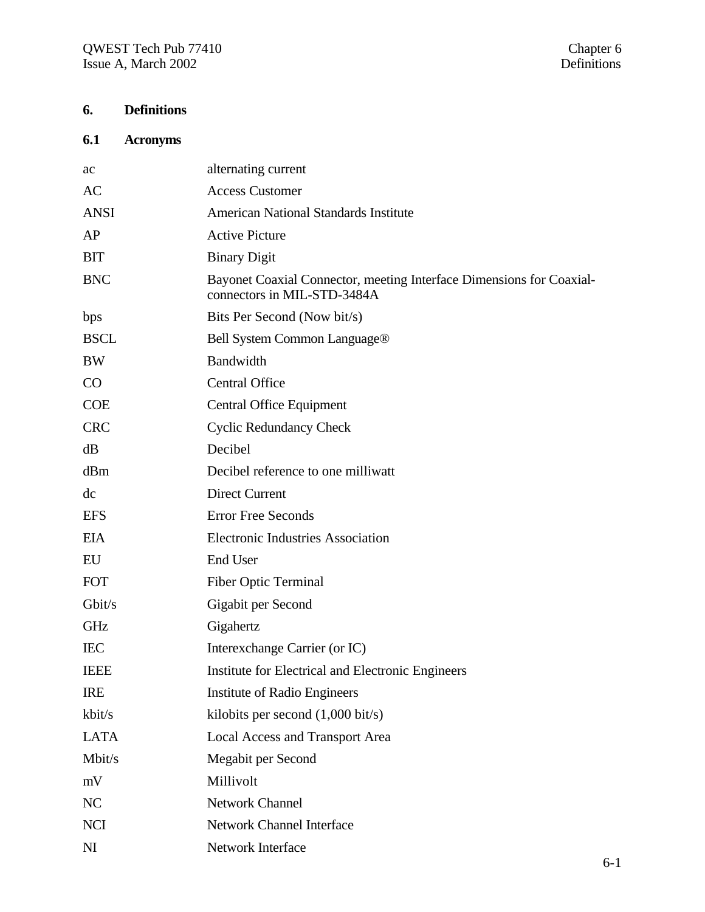# 6. Definitions

## 6.1 Acronyms

| | |
|---|---|
| ac | alternating current |
| AC | Access Customer |
| ANSI | American National Standards Institute |
| AP | Active Picture |
| BIT | Binary Digit |
| BNC | Bayonet Coaxial Connector, meeting Interface Dimensions for Coaxial-connectors in MIL-STD-3484A |
| bps | Bits Per Second (Now bit/s) |
| BSCL | Bell System Common Language® |
| BW | Bandwidth |
| CO | Central Office |
| COE | Central Office Equipment |
| CRC | Cyclic Redundancy Check |
| dB | Decibel |
| dBm | Decibel reference to one milliwatt |
| dc | Direct Current |
| EFS | Error Free Seconds |
| EIA | Electronic Industries Association |
| EU | End User |
| FOT | Fiber Optic Terminal |
| Gbit/s | Gigabit per Second |
| GHz | Gigahertz |
| IEC | Interexchange Carrier (or IC) |
| IEEE | Institute for Electrical and Electronic Engineers |
| IRE | Institute of Radio Engineers |
| kbit/s | kilobits per second (1,000 bit/s) |
| LATA | Local Access and Transport Area |
| Mbit/s | Megabit per Second |
| mV | Millivolt |
| NC | Network Channel |
| NCI | Network Channel Interface |
| NI | Network Interface |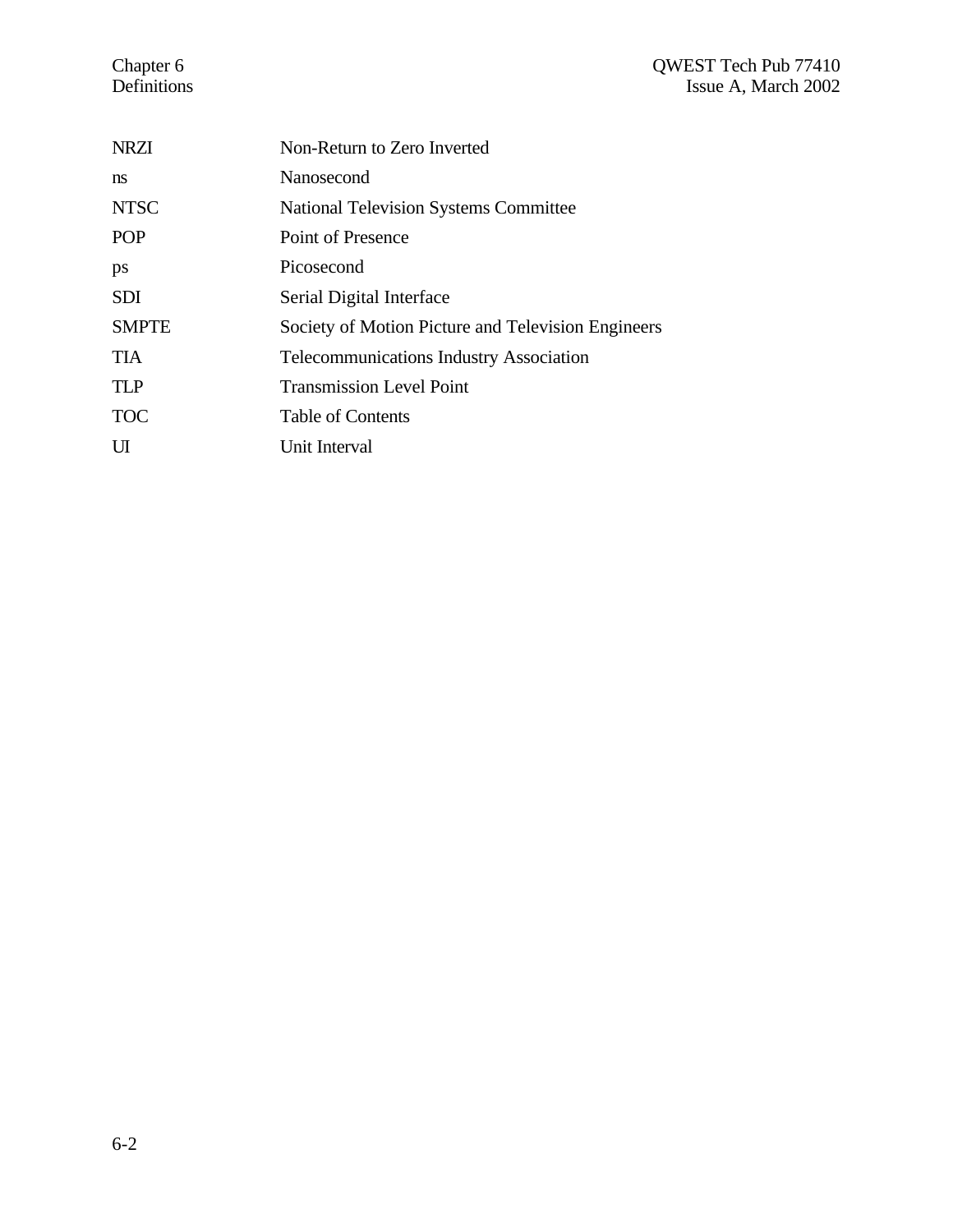| | |
|---|---|
| NRZI | Non-Return to Zero Inverted |
| ns | Nanosecond |
| NTSC | National Television Systems Committee |
| POP | Point of Presence |
| ps | Picosecond |
| SDI | Serial Digital Interface |
| SMPTE | Society of Motion Picture and Television Engineers |
| TIA | Telecommunications Industry Association |
| TLP | Transmission Level Point |
| TOC | Table of Contents |
| UI | Unit Interval |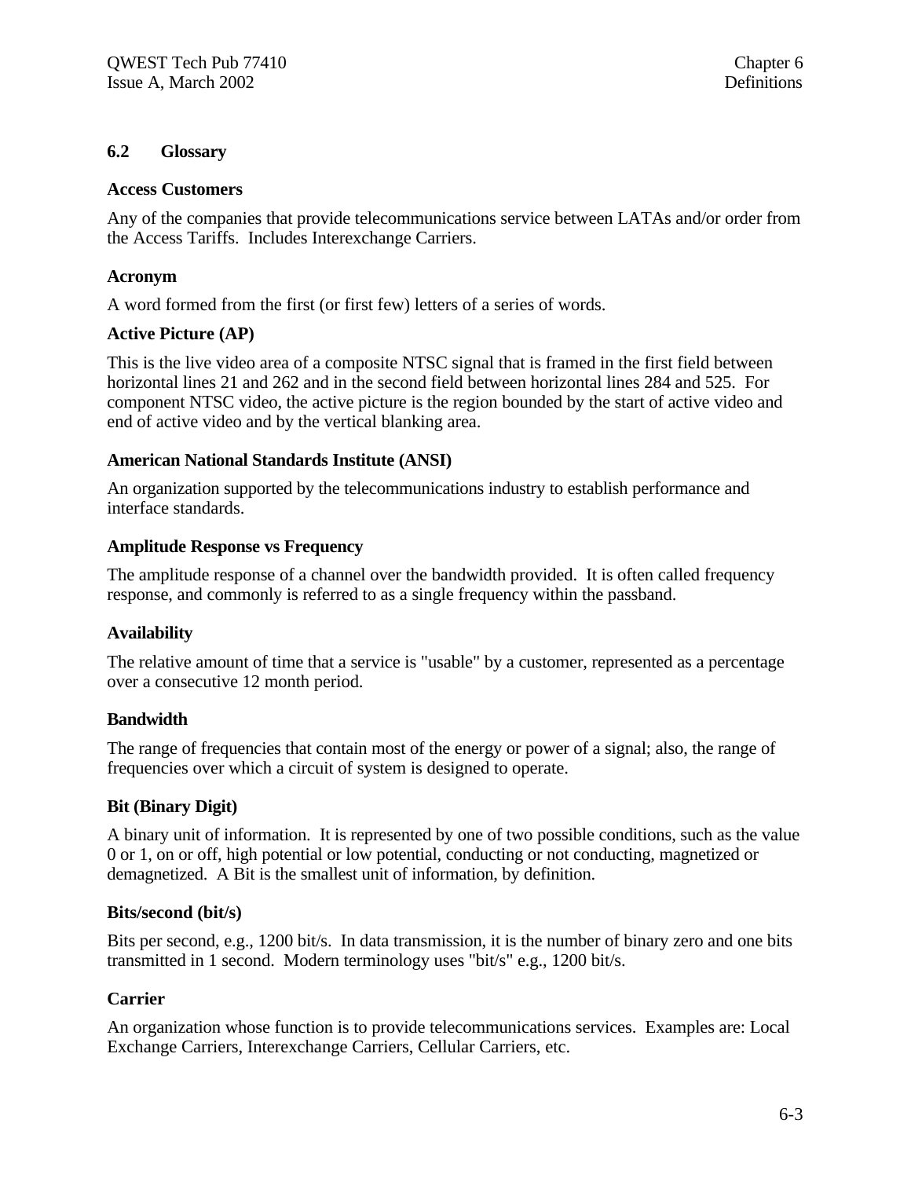## 6.2 Glossary

**Access Customers**

Any of the companies that provide telecommunications service between LATAs and/or order from the Access Tariffs. Includes Interexchange Carriers.

**Acronym**

A word formed from the first (or first few) letters of a series of words.

**Active Picture (AP)**

This is the live video area of a composite NTSC signal that is framed in the first field between horizontal lines 21 and 262 and in the second field between horizontal lines 284 and 525. For component NTSC video, the active picture is the region bounded by the start of active video and end of active video and by the vertical blanking area.

**American National Standards Institute (ANSI)**

An organization supported by the telecommunications industry to establish performance and interface standards.

**Amplitude Response vs Frequency**

The amplitude response of a channel over the bandwidth provided. It is often called frequency response, and commonly is referred to as a single frequency within the passband.

**Availability**

The relative amount of time that a service is "usable" by a customer, represented as a percentage over a consecutive 12 month period.

**Bandwidth**

The range of frequencies that contain most of the energy or power of a signal; also, the range of frequencies over which a circuit of system is designed to operate.

**Bit (Binary Digit)**

A binary unit of information. It is represented by one of two possible conditions, such as the value 0 or 1, on or off, high potential or low potential, conducting or not conducting, magnetized or demagnetized. A Bit is the smallest unit of information, by definition.

**Bits/second (bit/s)**

Bits per second, e.g., 1200 bit/s. In data transmission, it is the number of binary zero and one bits transmitted in 1 second. Modern terminology uses "bit/s" e.g., 1200 bit/s.

**Carrier**

An organization whose function is to provide telecommunications services. Examples are: Local Exchange Carriers, Interexchange Carriers, Cellular Carriers, etc.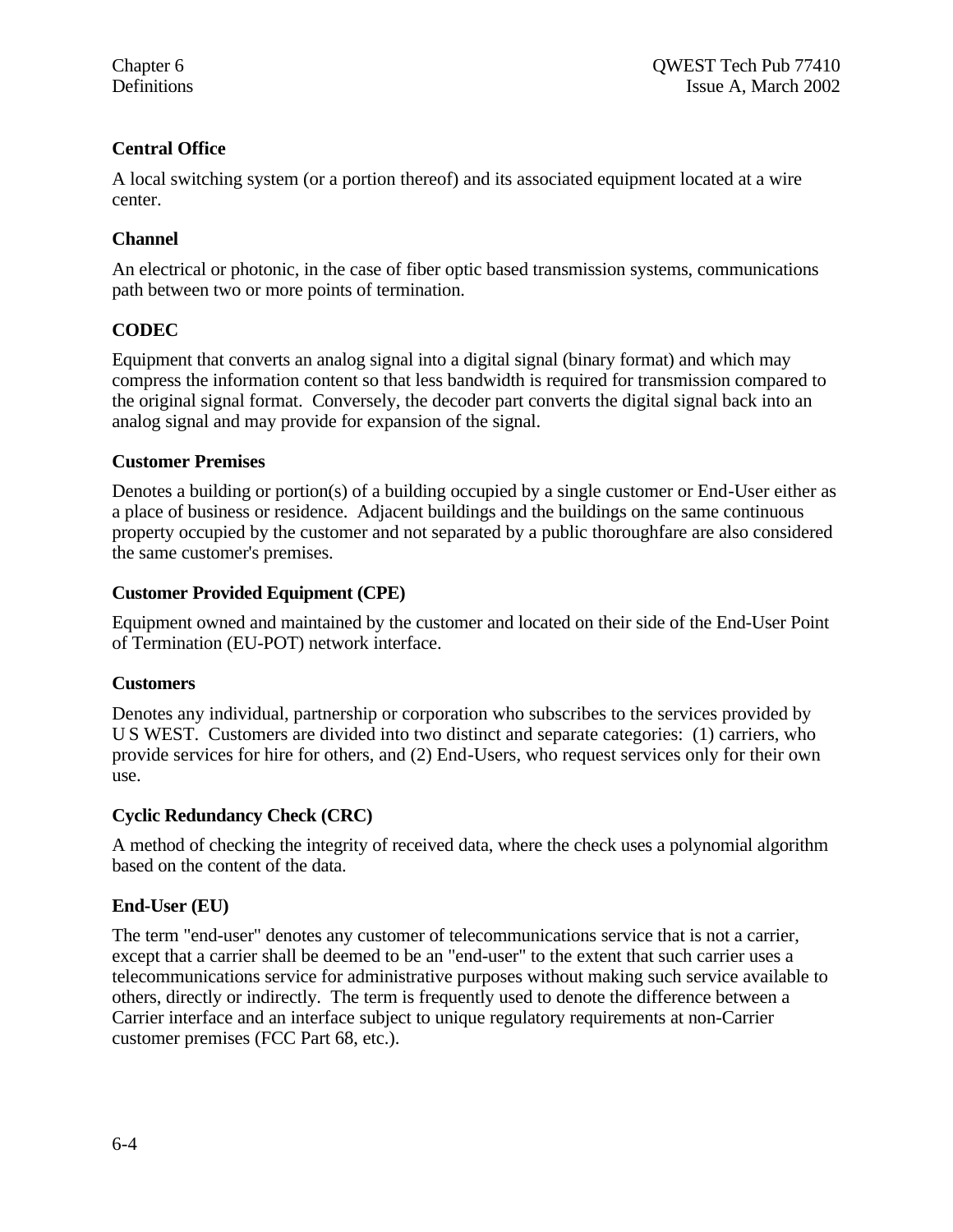### Central Office

A local switching system (or a portion thereof) and its associated equipment located at a wire center.

### Channel

An electrical or photonic, in the case of fiber optic based transmission systems, communications path between two or more points of termination.

### CODEC

Equipment that converts an analog signal into a digital signal (binary format) and which may compress the information content so that less bandwidth is required for transmission compared to the original signal format. Conversely, the decoder part converts the digital signal back into an analog signal and may provide for expansion of the signal.

### Customer Premises

Denotes a building or portion(s) of a building occupied by a single customer or End-User either as a place of business or residence. Adjacent buildings and the buildings on the same continuous property occupied by the customer and not separated by a public thoroughfare are also considered the same customer's premises.

### Customer Provided Equipment (CPE)

Equipment owned and maintained by the customer and located on their side of the End-User Point of Termination (EU-POT) network interface.

### Customers

Denotes any individual, partnership or corporation who subscribes to the services provided by U S WEST. Customers are divided into two distinct and separate categories: (1) carriers, who provide services for hire for others, and (2) End-Users, who request services only for their own use.

### Cyclic Redundancy Check (CRC)

A method of checking the integrity of received data, where the check uses a polynomial algorithm based on the content of the data.

### End-User (EU)

The term "end-user" denotes any customer of telecommunications service that is not a carrier, except that a carrier shall be deemed to be an "end-user" to the extent that such carrier uses a telecommunications service for administrative purposes without making such service available to others, directly or indirectly. The term is frequently used to denote the difference between a Carrier interface and an interface subject to unique regulatory requirements at non-Carrier customer premises (FCC Part 68, etc.).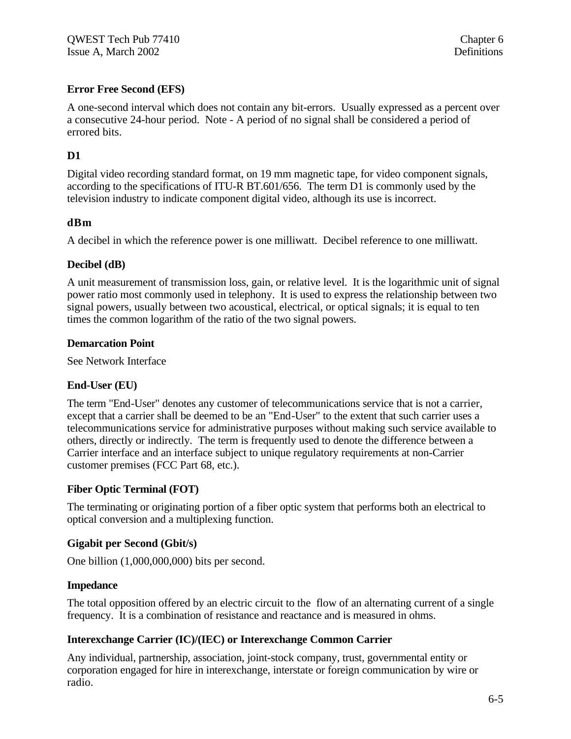### Error Free Second (EFS)

A one-second interval which does not contain any bit-errors. Usually expressed as a percent over a consecutive 24-hour period. Note - A period of no signal shall be considered a period of errored bits.

### D1

Digital video recording standard format, on 19 mm magnetic tape, for video component signals, according to the specifications of ITU-R BT.601/656. The term D1 is commonly used by the television industry to indicate component digital video, although its use is incorrect.

### dBm

A decibel in which the reference power is one milliwatt. Decibel reference to one milliwatt.

### Decibel (dB)

A unit measurement of transmission loss, gain, or relative level. It is the logarithmic unit of signal power ratio most commonly used in telephony. It is used to express the relationship between two signal powers, usually between two acoustical, electrical, or optical signals; it is equal to ten times the common logarithm of the ratio of the two signal powers.

### Demarcation Point

See Network Interface

### End-User (EU)

The term "End-User" denotes any customer of telecommunications service that is not a carrier, except that a carrier shall be deemed to be an "End-User" to the extent that such carrier uses a telecommunications service for administrative purposes without making such service available to others, directly or indirectly. The term is frequently used to denote the difference between a Carrier interface and an interface subject to unique regulatory requirements at non-Carrier customer premises (FCC Part 68, etc.).

### Fiber Optic Terminal (FOT)

The terminating or originating portion of a fiber optic system that performs both an electrical to optical conversion and a multiplexing function.

### Gigabit per Second (Gbit/s)

One billion (1,000,000,000) bits per second.

### Impedance

The total opposition offered by an electric circuit to the flow of an alternating current of a single frequency. It is a combination of resistance and reactance and is measured in ohms.

### Interexchange Carrier (IC)/(IEC) or Interexchange Common Carrier

Any individual, partnership, association, joint-stock company, trust, governmental entity or corporation engaged for hire in interexchange, interstate or foreign communication by wire or radio.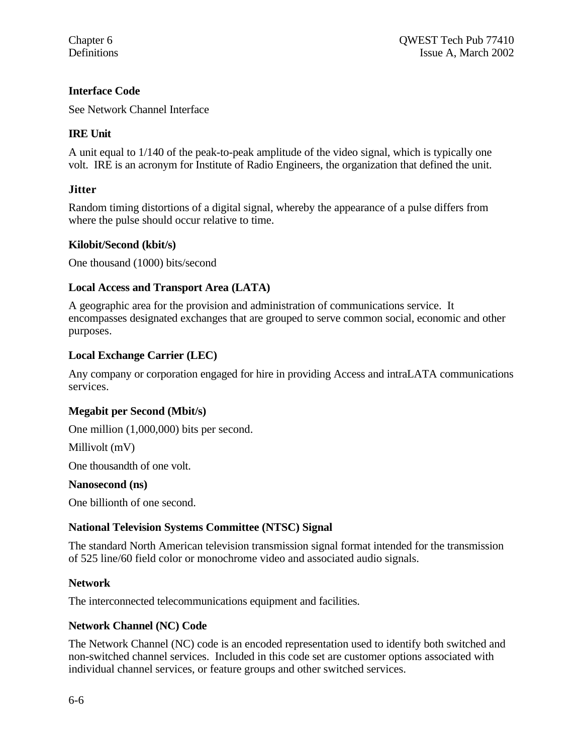**Interface Code**

See Network Channel Interface

**IRE Unit**

A unit equal to 1/140 of the peak-to-peak amplitude of the video signal, which is typically one volt. IRE is an acronym for Institute of Radio Engineers, the organization that defined the unit.

**Jitter**

Random timing distortions of a digital signal, whereby the appearance of a pulse differs from where the pulse should occur relative to time.

**Kilobit/Second (kbit/s)**

One thousand (1000) bits/second

**Local Access and Transport Area (LATA)**

A geographic area for the provision and administration of communications service. It encompasses designated exchanges that are grouped to serve common social, economic and other purposes.

**Local Exchange Carrier (LEC)**

Any company or corporation engaged for hire in providing Access and intraLATA communications services.

**Megabit per Second (Mbit/s)**

One million (1,000,000) bits per second.

Millivolt (mV)

One thousandth of one volt.

**Nanosecond (ns)**

One billionth of one second.

**National Television Systems Committee (NTSC) Signal**

The standard North American television transmission signal format intended for the transmission of 525 line/60 field color or monochrome video and associated audio signals.

**Network**

The interconnected telecommunications equipment and facilities.

**Network Channel (NC) Code**

The Network Channel (NC) code is an encoded representation used to identify both switched and non-switched channel services. Included in this code set are customer options associated with individual channel services, or feature groups and other switched services.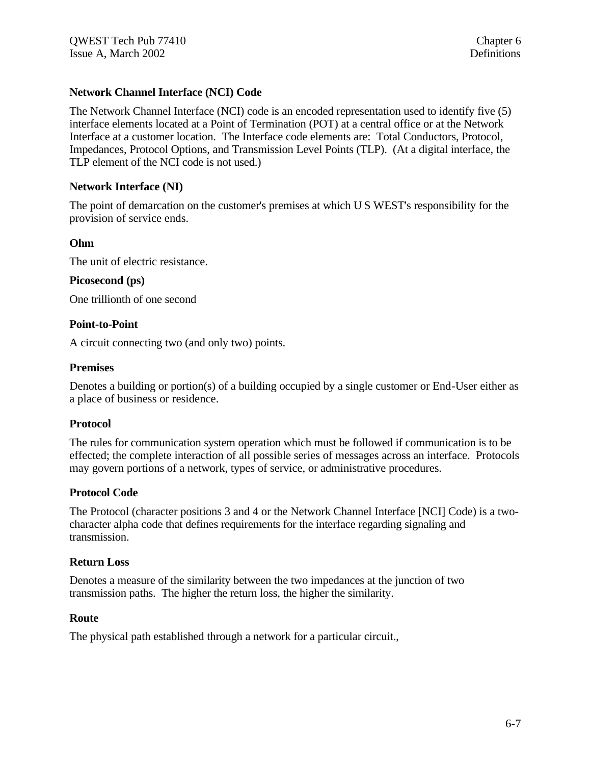### Network Channel Interface (NCI) Code

The Network Channel Interface (NCI) code is an encoded representation used to identify five (5) interface elements located at a Point of Termination (POT) at a central office or at the Network Interface at a customer location. The Interface code elements are: Total Conductors, Protocol, Impedances, Protocol Options, and Transmission Level Points (TLP). (At a digital interface, the TLP element of the NCI code is not used.)

### Network Interface (NI)

The point of demarcation on the customer's premises at which U S WEST's responsibility for the provision of service ends.

### Ohm

The unit of electric resistance.

### Picosecond (ps)

One trillionth of one second

### Point-to-Point

A circuit connecting two (and only two) points.

### Premises

Denotes a building or portion(s) of a building occupied by a single customer or End-User either as a place of business or residence.

### Protocol

The rules for communication system operation which must be followed if communication is to be effected; the complete interaction of all possible series of messages across an interface. Protocols may govern portions of a network, types of service, or administrative procedures.

### Protocol Code

The Protocol (character positions 3 and 4 or the Network Channel Interface [NCI] Code) is a two-character alpha code that defines requirements for the interface regarding signaling and transmission.

### Return Loss

Denotes a measure of the similarity between the two impedances at the junction of two transmission paths. The higher the return loss, the higher the similarity.

### Route

The physical path established through a network for a particular circuit.,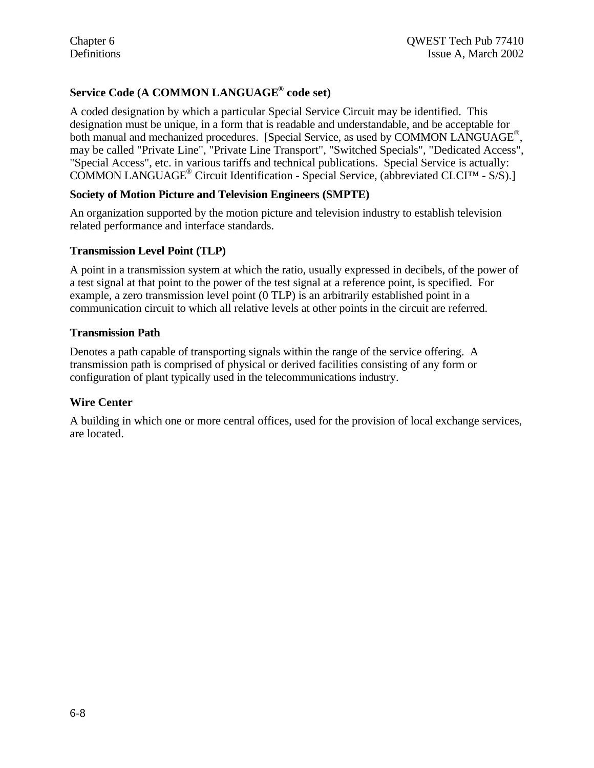**Service Code (A COMMON LANGUAGE® code set)**

A coded designation by which a particular Special Service Circuit may be identified. This designation must be unique, in a form that is readable and understandable, and be acceptable for both manual and mechanized procedures. [Special Service, as used by COMMON LANGUAGE®, may be called "Private Line", "Private Line Transport", "Switched Specials", "Dedicated Access", "Special Access", etc. in various tariffs and technical publications. Special Service is actually: COMMON LANGUAGE® Circuit Identification - Special Service, (abbreviated CLCI™ - S/S).]

**Society of Motion Picture and Television Engineers (SMPTE)**

An organization supported by the motion picture and television industry to establish television related performance and interface standards.

**Transmission Level Point (TLP)**

A point in a transmission system at which the ratio, usually expressed in decibels, of the power of a test signal at that point to the power of the test signal at a reference point, is specified. For example, a zero transmission level point (0 TLP) is an arbitrarily established point in a communication circuit to which all relative levels at other points in the circuit are referred.

**Transmission Path**

Denotes a path capable of transporting signals within the range of the service offering. A transmission path is comprised of physical or derived facilities consisting of any form or configuration of plant typically used in the telecommunications industry.

**Wire Center**

A building in which one or more central offices, used for the provision of local exchange services, are located.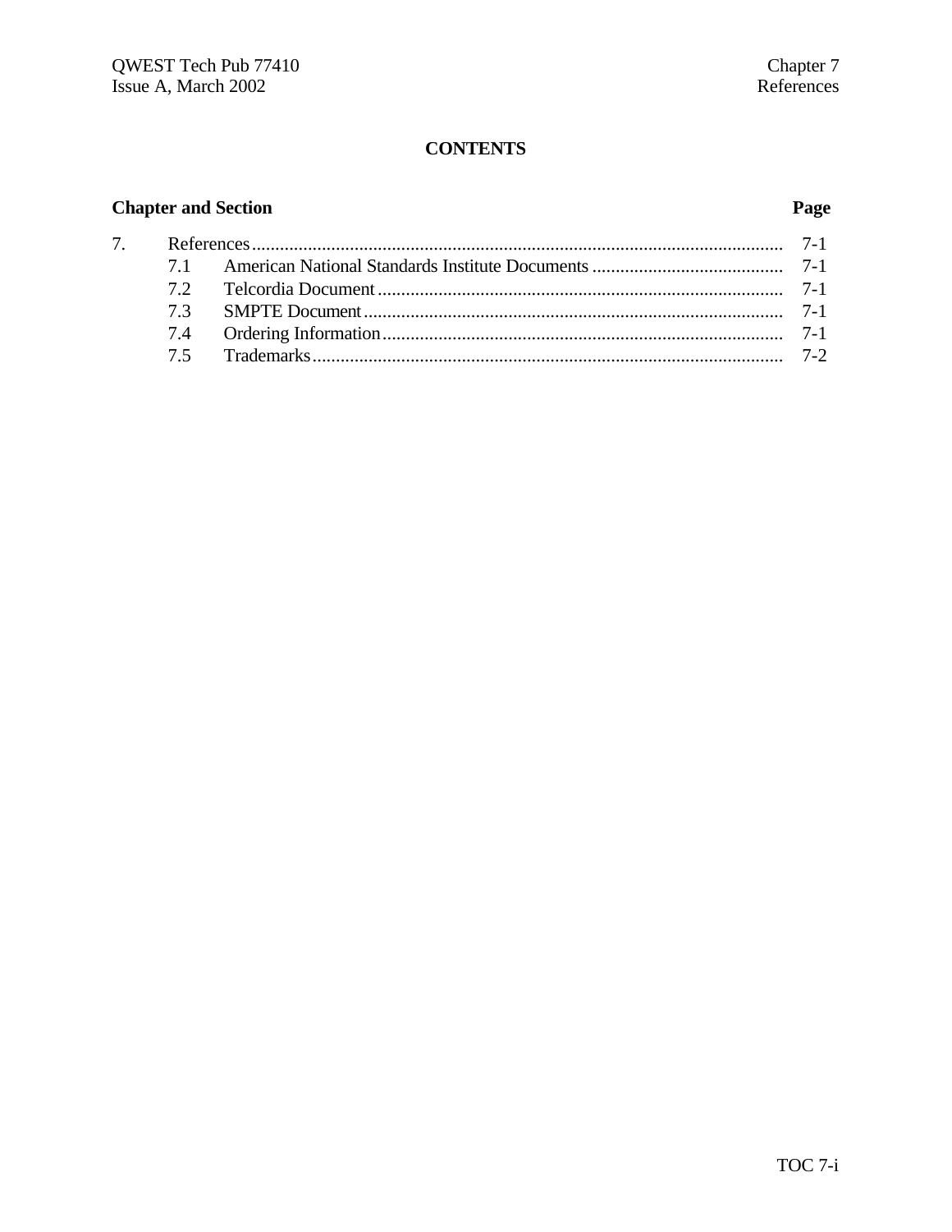# CONTENTS

| Chapter and Section | | Page |
|---|---|---|
| 7. | References | 7-1 |
| 7.1 | American National Standards Institute Documents | 7-1 |
| 7.2 | Telcordia Document | 7-1 |
| 7.3 | SMPTE Document | 7-1 |
| 7.4 | Ordering Information | 7-1 |
| 7.5 | Trademarks | 7-2 |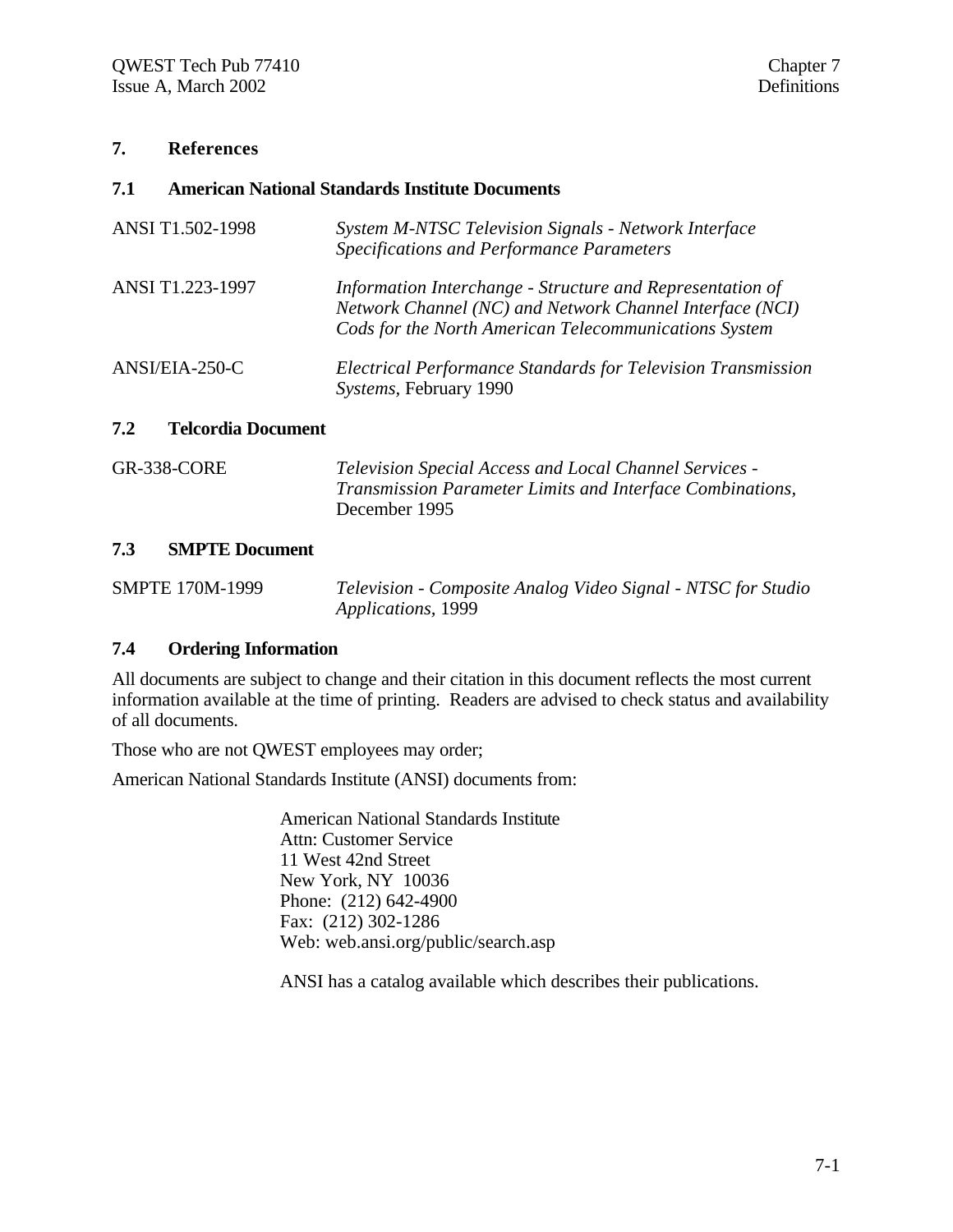## 7. References

### 7.1 American National Standards Institute Documents

| | |
|---|---|
| ANSI T1.502-1998 | *System M-NTSC Television Signals - Network Interface Specifications and Performance Parameters* |
| ANSI T1.223-1997 | *Information Interchange - Structure and Representation of Network Channel (NC) and Network Channel Interface (NCI) Cods for the North American Telecommunications System* |
| ANSI/EIA-250-C | *Electrical Performance Standards for Television Transmission Systems*, February 1990 |

### 7.2 Telcordia Document

| | |
|---|---|
| GR-338-CORE | *Television Special Access and Local Channel Services - Transmission Parameter Limits and Interface Combinations*, December 1995 |

### 7.3 SMPTE Document

| | |
|---|---|
| SMPTE 170M-1999 | *Television - Composite Analog Video Signal - NTSC for Studio Applications*, 1999 |

### 7.4 Ordering Information

All documents are subject to change and their citation in this document reflects the most current information available at the time of printing. Readers are advised to check status and availability of all documents.

Those who are not QWEST employees may order;

American National Standards Institute (ANSI) documents from:

> American National Standards Institute
> Attn: Customer Service
> 11 West 42nd Street
> New York, NY 10036
> Phone: (212) 642-4900
> Fax: (212) 302-1286
> Web: web.ansi.org/public/search.asp
>
> ANSI has a catalog available which describes their publications.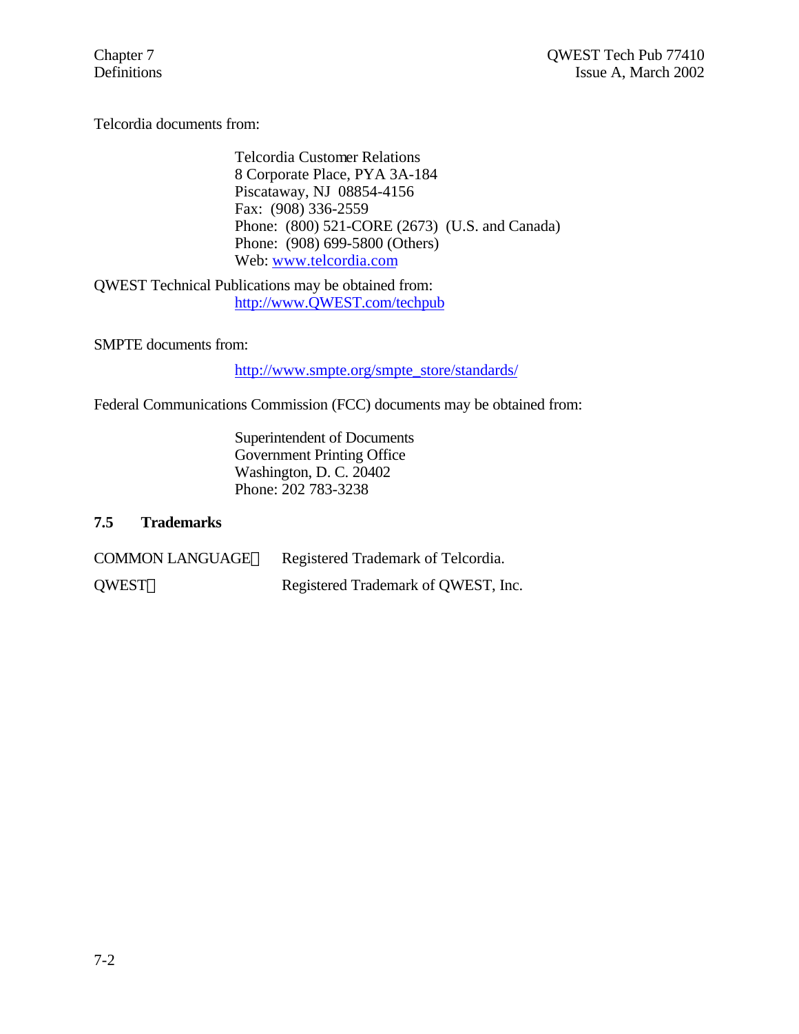Telcordia documents from:

Telcordia Customer Relations
8 Corporate Place, PYA 3A-184
Piscataway, NJ 08854-4156
Fax: (908) 336-2559
Phone: (800) 521-CORE (2673) (U.S. and Canada)
Phone: (908) 699-5800 (Others)
Web: www.telcordia.com

QWEST Technical Publications may be obtained from:
http://www.QWEST.com/techpub

SMPTE documents from:

http://www.smpte.org/smpte_store/standards/

Federal Communications Commission (FCC) documents may be obtained from:

Superintendent of Documents
Government Printing Office
Washington, D. C. 20402
Phone: 202 783-3238

## 7.5 Trademarks

| | |
|---|---|
| COMMON LANGUAGE® | Registered Trademark of Telcordia. |
| QWEST® | Registered Trademark of QWEST, Inc. |